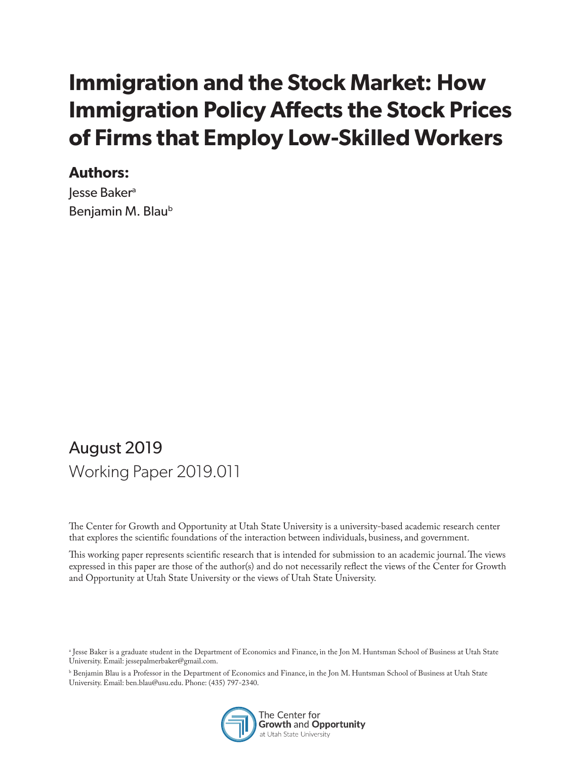# Immigration and the Stock Market: How Immigration Policy Affects the Stock Prices of Firms that Employ Low-Skilled Workers

**Authors:**

Jesse Baker[a]

Benjamin M. Blau[b]

August 2019

Working Paper 2019.011

The Center for Growth and Opportunity at Utah State University is a university-based academic research center that explores the scientific foundations of the interaction between individuals, business, and government.

This working paper represents scientific research that is intended for submission to an academic journal. The views expressed in this paper are those of the author(s) and do not necessarily reflect the views of the Center for Growth and Opportunity at Utah State University or the views of Utah State University.

[a] Jesse Baker is a graduate student in the Department of Economics and Finance, in the Jon M. Huntsman School of Business at Utah State University. Email: jessepalmerbaker@gmail.com.

[b] Benjamin Blau is a Professor in the Department of Economics and Finance, in the Jon M. Huntsman School of Business at Utah State University. Email: ben.blau@usu.edu. Phone: (435) 797-2340.

The Center for Growth and Opportunity at Utah State University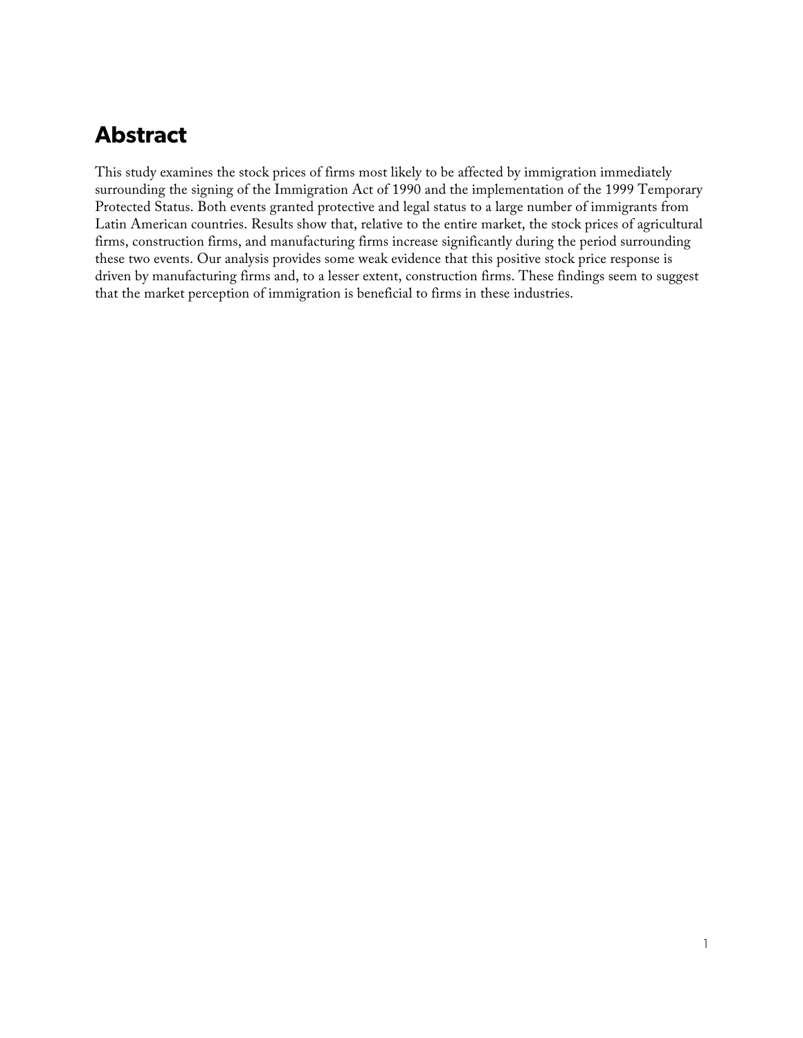# Abstract

This study examines the stock prices of firms most likely to be affected by immigration immediately surrounding the signing of the Immigration Act of 1990 and the implementation of the 1999 Temporary Protected Status. Both events granted protective and legal status to a large number of immigrants from Latin American countries. Results show that, relative to the entire market, the stock prices of agricultural firms, construction firms, and manufacturing firms increase significantly during the period surrounding these two events. Our analysis provides some weak evidence that this positive stock price response is driven by manufacturing firms and, to a lesser extent, construction firms. These findings seem to suggest that the market perception of immigration is beneficial to firms in these industries.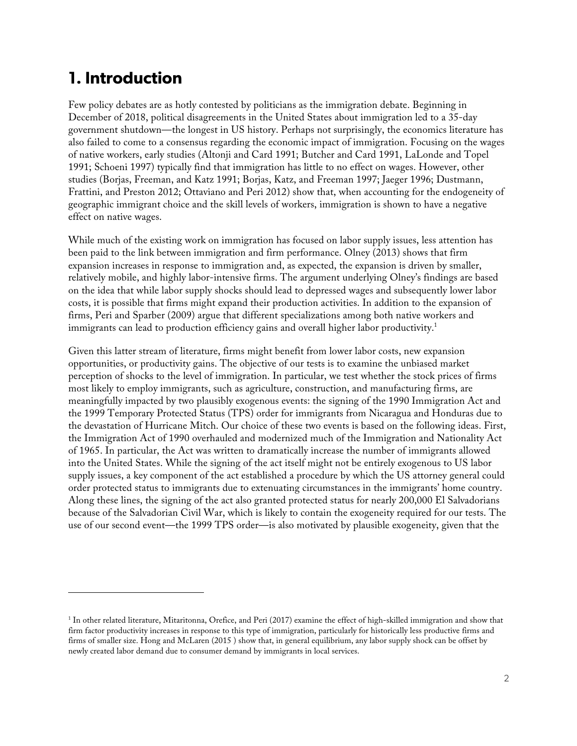# 1. Introduction

Few policy debates are as hotly contested by politicians as the immigration debate. Beginning in December of 2018, political disagreements in the United States about immigration led to a 35-day government shutdown—the longest in US history. Perhaps not surprisingly, the economics literature has also failed to come to a consensus regarding the economic impact of immigration. Focusing on the wages of native workers, early studies (Altonji and Card 1991; Butcher and Card 1991, LaLonde and Topel 1991; Schoeni 1997) typically find that immigration has little to no effect on wages. However, other studies (Borjas, Freeman, and Katz 1991; Borjas, Katz, and Freeman 1997; Jaeger 1996; Dustmann, Frattini, and Preston 2012; Ottaviano and Peri 2012) show that, when accounting for the endogeneity of geographic immigrant choice and the skill levels of workers, immigration is shown to have a negative effect on native wages.

While much of the existing work on immigration has focused on labor supply issues, less attention has been paid to the link between immigration and firm performance. Olney (2013) shows that firm expansion increases in response to immigration and, as expected, the expansion is driven by smaller, relatively mobile, and highly labor-intensive firms. The argument underlying Olney's findings are based on the idea that while labor supply shocks should lead to depressed wages and subsequently lower labor costs, it is possible that firms might expand their production activities. In addition to the expansion of firms, Peri and Sparber (2009) argue that different specializations among both native workers and immigrants can lead to production efficiency gains and overall higher labor productivity.[1]

Given this latter stream of literature, firms might benefit from lower labor costs, new expansion opportunities, or productivity gains. The objective of our tests is to examine the unbiased market perception of shocks to the level of immigration. In particular, we test whether the stock prices of firms most likely to employ immigrants, such as agriculture, construction, and manufacturing firms, are meaningfully impacted by two plausibly exogenous events: the signing of the 1990 Immigration Act and the 1999 Temporary Protected Status (TPS) order for immigrants from Nicaragua and Honduras due to the devastation of Hurricane Mitch. Our choice of these two events is based on the following ideas. First, the Immigration Act of 1990 overhauled and modernized much of the Immigration and Nationality Act of 1965. In particular, the Act was written to dramatically increase the number of immigrants allowed into the United States. While the signing of the act itself might not be entirely exogenous to US labor supply issues, a key component of the act established a procedure by which the US attorney general could order protected status to immigrants due to extenuating circumstances in the immigrants' home country. Along these lines, the signing of the act also granted protected status for nearly 200,000 El Salvadorians because of the Salvadorian Civil War, which is likely to contain the exogeneity required for our tests. The use of our second event—the 1999 TPS order—is also motivated by plausible exogeneity, given that the

---

[1] In other related literature, Mitaritonna, Orefice, and Peri (2017) examine the effect of high-skilled immigration and show that firm factor productivity increases in response to this type of immigration, particularly for historically less productive firms and firms of smaller size. Hong and McLaren (2015 ) show that, in general equilibrium, any labor supply shock can be offset by newly created labor demand due to consumer demand by immigrants in local services.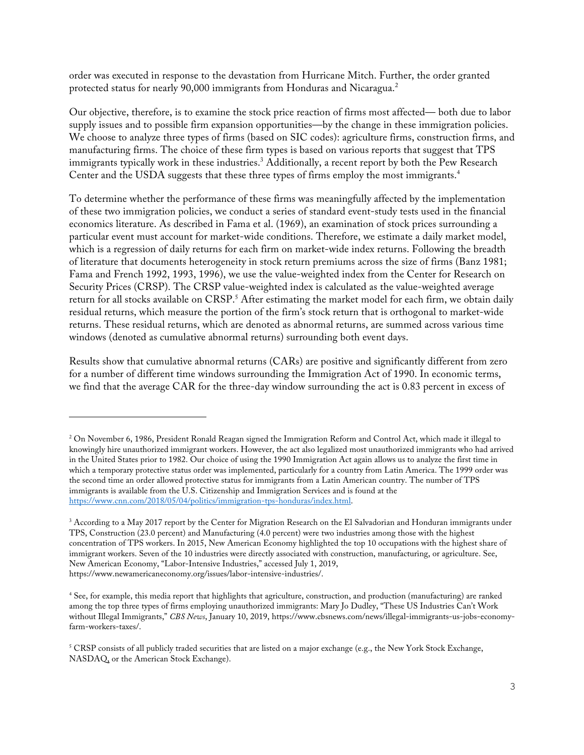order was executed in response to the devastation from Hurricane Mitch. Further, the order granted protected status for nearly 90,000 immigrants from Honduras and Nicaragua.[2]

Our objective, therefore, is to examine the stock price reaction of firms most affected— both due to labor supply issues and to possible firm expansion opportunities—by the change in these immigration policies. We choose to analyze three types of firms (based on SIC codes): agriculture firms, construction firms, and manufacturing firms. The choice of these firm types is based on various reports that suggest that TPS immigrants typically work in these industries.[3] Additionally, a recent report by both the Pew Research Center and the USDA suggests that these three types of firms employ the most immigrants.[4]

To determine whether the performance of these firms was meaningfully affected by the implementation of these two immigration policies, we conduct a series of standard event-study tests used in the financial economics literature. As described in Fama et al. (1969), an examination of stock prices surrounding a particular event must account for market-wide conditions. Therefore, we estimate a daily market model, which is a regression of daily returns for each firm on market-wide index returns. Following the breadth of literature that documents heterogeneity in stock return premiums across the size of firms (Banz 1981; Fama and French 1992, 1993, 1996), we use the value-weighted index from the Center for Research on Security Prices (CRSP). The CRSP value-weighted index is calculated as the value-weighted average return for all stocks available on CRSP.[5] After estimating the market model for each firm, we obtain daily residual returns, which measure the portion of the firm's stock return that is orthogonal to market-wide returns. These residual returns, which are denoted as abnormal returns, are summed across various time windows (denoted as cumulative abnormal returns) surrounding both event days.

Results show that cumulative abnormal returns (CARs) are positive and significantly different from zero for a number of different time windows surrounding the Immigration Act of 1990. In economic terms, we find that the average CAR for the three-day window surrounding the act is 0.83 percent in excess of

---

[2] On November 6, 1986, President Ronald Reagan signed the Immigration Reform and Control Act, which made it illegal to knowingly hire unauthorized immigrant workers. However, the act also legalized most unauthorized immigrants who had arrived in the United States prior to 1982. Our choice of using the 1990 Immigration Act again allows us to analyze the first time in which a temporary protective status order was implemented, particularly for a country from Latin America. The 1999 order was the second time an order allowed protective status for immigrants from a Latin American country. The number of TPS immigrants is available from the U.S. Citizenship and Immigration Services and is found at the https://www.cnn.com/2018/05/04/politics/immigration-tps-honduras/index.html.

[3] According to a May 2017 report by the Center for Migration Research on the El Salvadorian and Honduran immigrants under TPS, Construction (23.0 percent) and Manufacturing (4.0 percent) were two industries among those with the highest concentration of TPS workers. In 2015, New American Economy highlighted the top 10 occupations with the highest share of immigrant workers. Seven of the 10 industries were directly associated with construction, manufacturing, or agriculture. See, New American Economy, "Labor-Intensive Industries," accessed July 1, 2019, https://www.newamericaneconomy.org/issues/labor-intensive-industries/.

[4] See, for example, this media report that highlights that agriculture, construction, and production (manufacturing) are ranked among the top three types of firms employing unauthorized immigrants: Mary Jo Dudley, "These US Industries Can't Work without Illegal Immigrants," *CBS News*, January 10, 2019, https://www.cbsnews.com/news/illegal-immigrants-us-jobs-economy-farm-workers-taxes/.

[5] CRSP consists of all publicly traded securities that are listed on a major exchange (e.g., the New York Stock Exchange, NASDAQ, or the American Stock Exchange).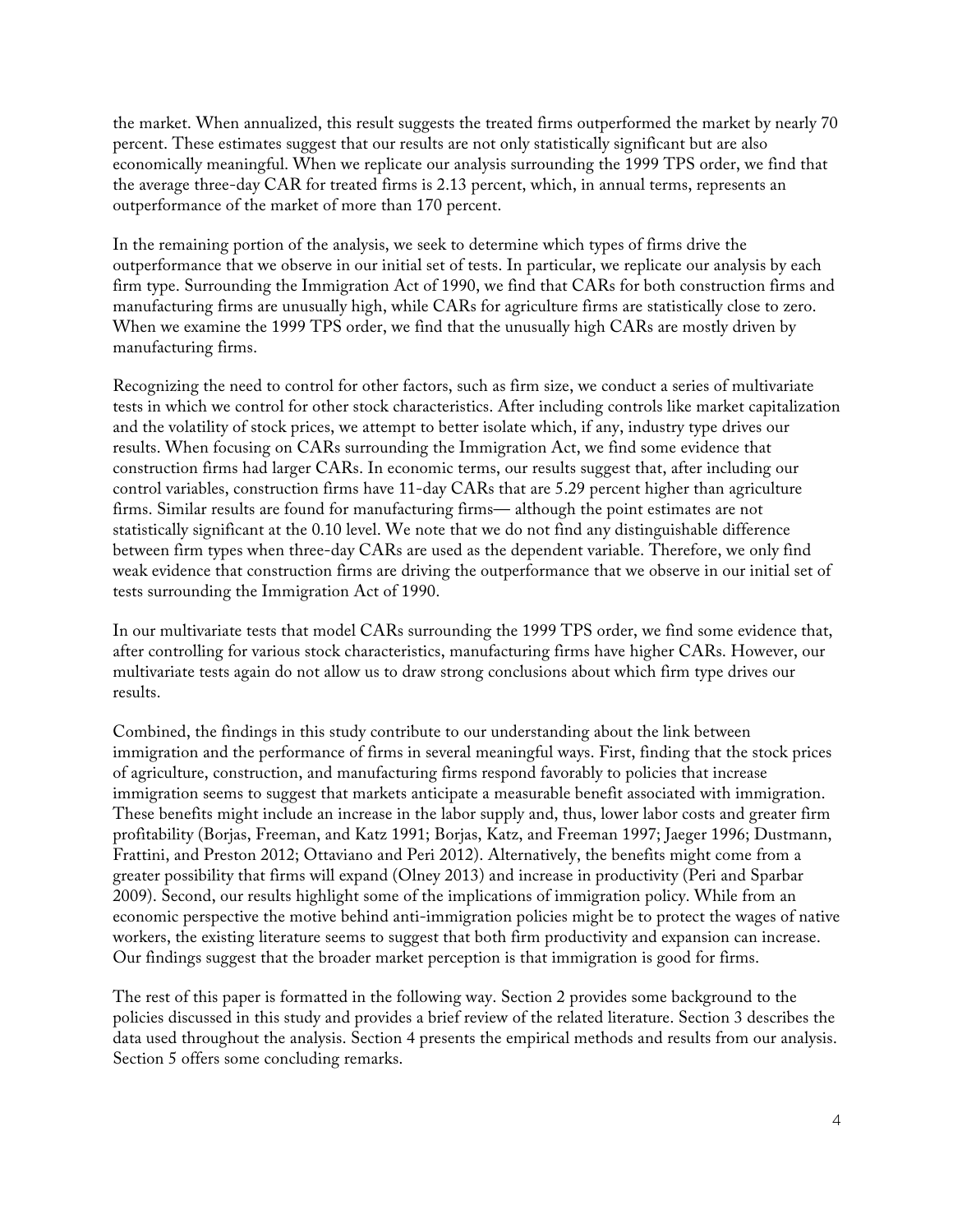the market. When annualized, this result suggests the treated firms outperformed the market by nearly 70 percent. These estimates suggest that our results are not only statistically significant but are also economically meaningful. When we replicate our analysis surrounding the 1999 TPS order, we find that the average three-day CAR for treated firms is 2.13 percent, which, in annual terms, represents an outperformance of the market of more than 170 percent.

In the remaining portion of the analysis, we seek to determine which types of firms drive the outperformance that we observe in our initial set of tests. In particular, we replicate our analysis by each firm type. Surrounding the Immigration Act of 1990, we find that CARs for both construction firms and manufacturing firms are unusually high, while CARs for agriculture firms are statistically close to zero. When we examine the 1999 TPS order, we find that the unusually high CARs are mostly driven by manufacturing firms.

Recognizing the need to control for other factors, such as firm size, we conduct a series of multivariate tests in which we control for other stock characteristics. After including controls like market capitalization and the volatility of stock prices, we attempt to better isolate which, if any, industry type drives our results. When focusing on CARs surrounding the Immigration Act, we find some evidence that construction firms had larger CARs. In economic terms, our results suggest that, after including our control variables, construction firms have 11-day CARs that are 5.29 percent higher than agriculture firms. Similar results are found for manufacturing firms— although the point estimates are not statistically significant at the 0.10 level. We note that we do not find any distinguishable difference between firm types when three-day CARs are used as the dependent variable. Therefore, we only find weak evidence that construction firms are driving the outperformance that we observe in our initial set of tests surrounding the Immigration Act of 1990.

In our multivariate tests that model CARs surrounding the 1999 TPS order, we find some evidence that, after controlling for various stock characteristics, manufacturing firms have higher CARs. However, our multivariate tests again do not allow us to draw strong conclusions about which firm type drives our results.

Combined, the findings in this study contribute to our understanding about the link between immigration and the performance of firms in several meaningful ways. First, finding that the stock prices of agriculture, construction, and manufacturing firms respond favorably to policies that increase immigration seems to suggest that markets anticipate a measurable benefit associated with immigration. These benefits might include an increase in the labor supply and, thus, lower labor costs and greater firm profitability (Borjas, Freeman, and Katz 1991; Borjas, Katz, and Freeman 1997; Jaeger 1996; Dustmann, Frattini, and Preston 2012; Ottaviano and Peri 2012). Alternatively, the benefits might come from a greater possibility that firms will expand (Olney 2013) and increase in productivity (Peri and Sparbar 2009). Second, our results highlight some of the implications of immigration policy. While from an economic perspective the motive behind anti-immigration policies might be to protect the wages of native workers, the existing literature seems to suggest that both firm productivity and expansion can increase. Our findings suggest that the broader market perception is that immigration is good for firms.

The rest of this paper is formatted in the following way. Section 2 provides some background to the policies discussed in this study and provides a brief review of the related literature. Section 3 describes the data used throughout the analysis. Section 4 presents the empirical methods and results from our analysis. Section 5 offers some concluding remarks.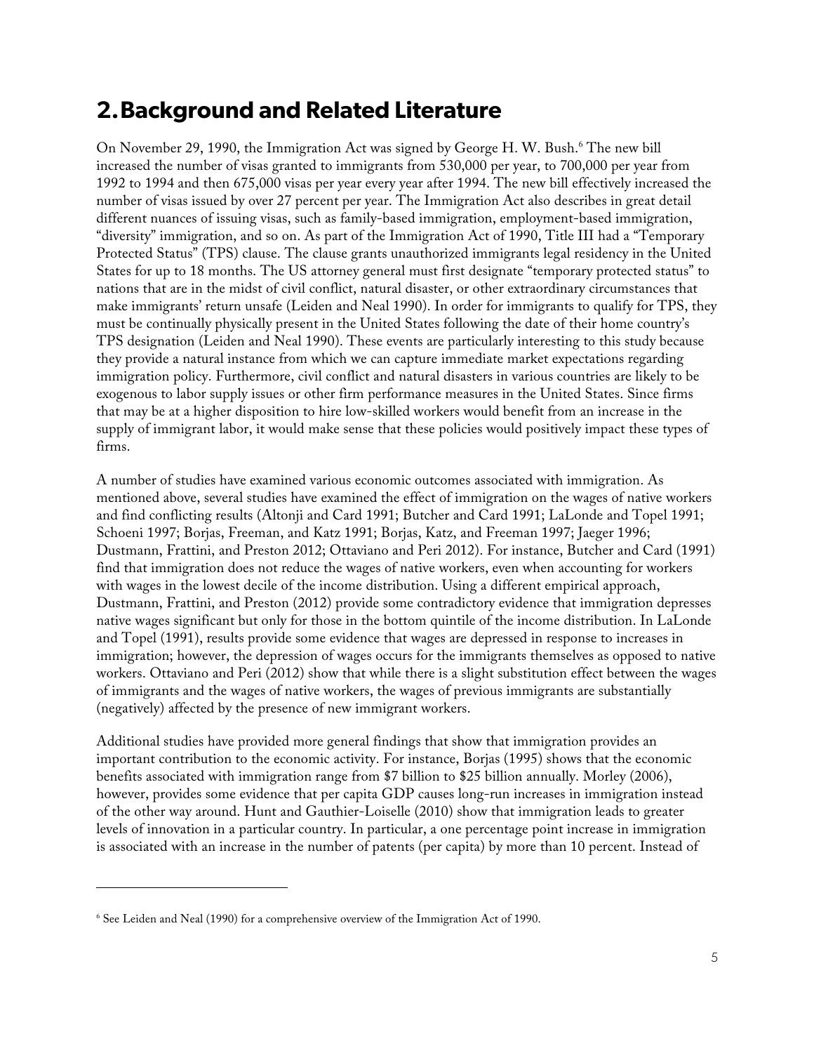## 2. Background and Related Literature

On November 29, 1990, the Immigration Act was signed by George H. W. Bush.[6] The new bill increased the number of visas granted to immigrants from 530,000 per year, to 700,000 per year from 1992 to 1994 and then 675,000 visas per year every year after 1994. The new bill effectively increased the number of visas issued by over 27 percent per year. The Immigration Act also describes in great detail different nuances of issuing visas, such as family-based immigration, employment-based immigration, "diversity" immigration, and so on. As part of the Immigration Act of 1990, Title III had a "Temporary Protected Status" (TPS) clause. The clause grants unauthorized immigrants legal residency in the United States for up to 18 months. The US attorney general must first designate "temporary protected status" to nations that are in the midst of civil conflict, natural disaster, or other extraordinary circumstances that make immigrants' return unsafe (Leiden and Neal 1990). In order for immigrants to qualify for TPS, they must be continually physically present in the United States following the date of their home country's TPS designation (Leiden and Neal 1990). These events are particularly interesting to this study because they provide a natural instance from which we can capture immediate market expectations regarding immigration policy. Furthermore, civil conflict and natural disasters in various countries are likely to be exogenous to labor supply issues or other firm performance measures in the United States. Since firms that may be at a higher disposition to hire low-skilled workers would benefit from an increase in the supply of immigrant labor, it would make sense that these policies would positively impact these types of firms.

A number of studies have examined various economic outcomes associated with immigration. As mentioned above, several studies have examined the effect of immigration on the wages of native workers and find conflicting results (Altonji and Card 1991; Butcher and Card 1991; LaLonde and Topel 1991; Schoeni 1997; Borjas, Freeman, and Katz 1991; Borjas, Katz, and Freeman 1997; Jaeger 1996; Dustmann, Frattini, and Preston 2012; Ottaviano and Peri 2012). For instance, Butcher and Card (1991) find that immigration does not reduce the wages of native workers, even when accounting for workers with wages in the lowest decile of the income distribution. Using a different empirical approach, Dustmann, Frattini, and Preston (2012) provide some contradictory evidence that immigration depresses native wages significant but only for those in the bottom quintile of the income distribution. In LaLonde and Topel (1991), results provide some evidence that wages are depressed in response to increases in immigration; however, the depression of wages occurs for the immigrants themselves as opposed to native workers. Ottaviano and Peri (2012) show that while there is a slight substitution effect between the wages of immigrants and the wages of native workers, the wages of previous immigrants are substantially (negatively) affected by the presence of new immigrant workers.

Additional studies have provided more general findings that show that immigration provides an important contribution to the economic activity. For instance, Borjas (1995) shows that the economic benefits associated with immigration range from $7 billion to $25 billion annually. Morley (2006), however, provides some evidence that per capita GDP causes long-run increases in immigration instead of the other way around. Hunt and Gauthier-Loiselle (2010) show that immigration leads to greater levels of innovation in a particular country. In particular, a one percentage point increase in immigration is associated with an increase in the number of patents (per capita) by more than 10 percent. Instead of

[6] See Leiden and Neal (1990) for a comprehensive overview of the Immigration Act of 1990.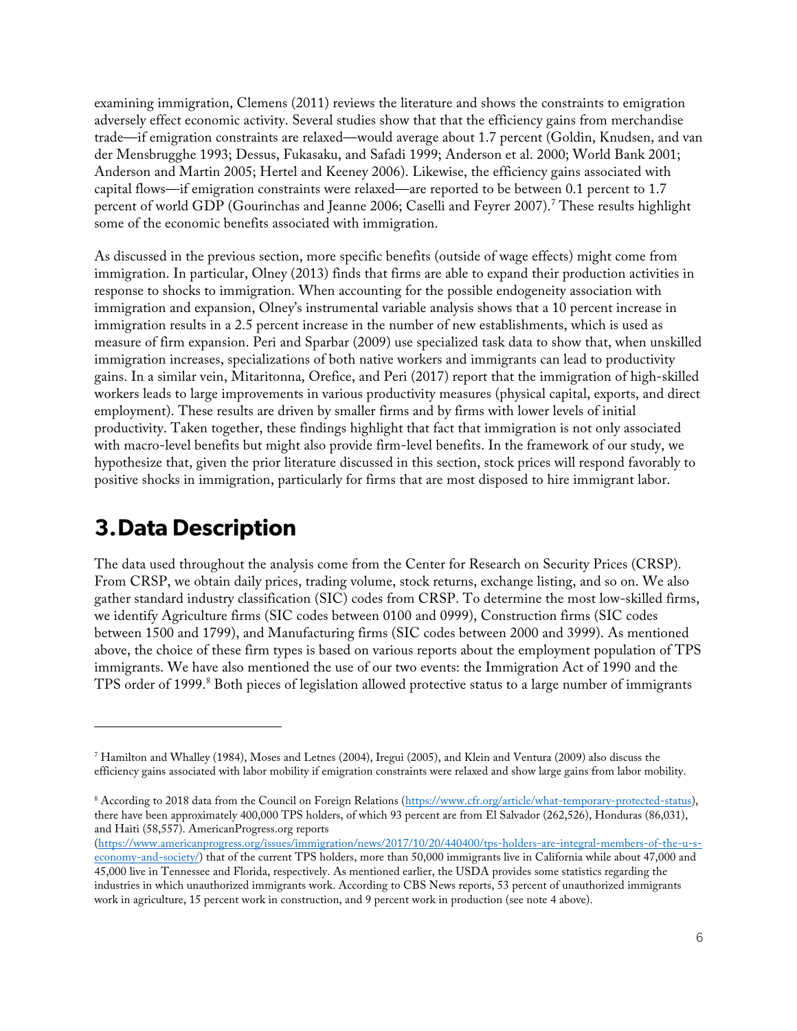examining immigration, Clemens (2011) reviews the literature and shows the constraints to emigration adversely effect economic activity. Several studies show that that the efficiency gains from merchandise trade—if emigration constraints are relaxed—would average about 1.7 percent (Goldin, Knudsen, and van der Mensbrugghe 1993; Dessus, Fukasaku, and Safadi 1999; Anderson et al. 2000; World Bank 2001; Anderson and Martin 2005; Hertel and Keeney 2006). Likewise, the efficiency gains associated with capital flows—if emigration constraints were relaxed—are reported to be between 0.1 percent to 1.7 percent of world GDP (Gourinchas and Jeanne 2006; Caselli and Feyrer 2007).[7] These results highlight some of the economic benefits associated with immigration.

As discussed in the previous section, more specific benefits (outside of wage effects) might come from immigration. In particular, Olney (2013) finds that firms are able to expand their production activities in response to shocks to immigration. When accounting for the possible endogeneity association with immigration and expansion, Olney's instrumental variable analysis shows that a 10 percent increase in immigration results in a 2.5 percent increase in the number of new establishments, which is used as measure of firm expansion. Peri and Sparbar (2009) use specialized task data to show that, when unskilled immigration increases, specializations of both native workers and immigrants can lead to productivity gains. In a similar vein, Mitaritonna, Orefice, and Peri (2017) report that the immigration of high-skilled workers leads to large improvements in various productivity measures (physical capital, exports, and direct employment). These results are driven by smaller firms and by firms with lower levels of initial productivity. Taken together, these findings highlight that fact that immigration is not only associated with macro-level benefits but might also provide firm-level benefits. In the framework of our study, we hypothesize that, given the prior literature discussed in this section, stock prices will respond favorably to positive shocks in immigration, particularly for firms that are most disposed to hire immigrant labor.

# 3. Data Description

The data used throughout the analysis come from the Center for Research on Security Prices (CRSP). From CRSP, we obtain daily prices, trading volume, stock returns, exchange listing, and so on. We also gather standard industry classification (SIC) codes from CRSP. To determine the most low-skilled firms, we identify Agriculture firms (SIC codes between 0100 and 0999), Construction firms (SIC codes between 1500 and 1799), and Manufacturing firms (SIC codes between 2000 and 3999). As mentioned above, the choice of these firm types is based on various reports about the employment population of TPS immigrants. We have also mentioned the use of our two events: the Immigration Act of 1990 and the TPS order of 1999.[8] Both pieces of legislation allowed protective status to a large number of immigrants

---

[7] Hamilton and Whalley (1984), Moses and Letnes (2004), Iregui (2005), and Klein and Ventura (2009) also discuss the efficiency gains associated with labor mobility if emigration constraints were relaxed and show large gains from labor mobility.

[8] According to 2018 data from the Council on Foreign Relations (https://www.cfr.org/article/what-temporary-protected-status), there have been approximately 400,000 TPS holders, of which 93 percent are from El Salvador (262,526), Honduras (86,031), and Haiti (58,557). AmericanProgress.org reports (https://www.americanprogress.org/issues/immigration/news/2017/10/20/440400/tps-holders-are-integral-members-of-the-u-s-economy-and-society/) that of the current TPS holders, more than 50,000 immigrants live in California while about 47,000 and 45,000 live in Tennessee and Florida, respectively. As mentioned earlier, the USDA provides some statistics regarding the industries in which unauthorized immigrants work. According to CBS News reports, 53 percent of unauthorized immigrants work in agriculture, 15 percent work in construction, and 9 percent work in production (see note 4 above).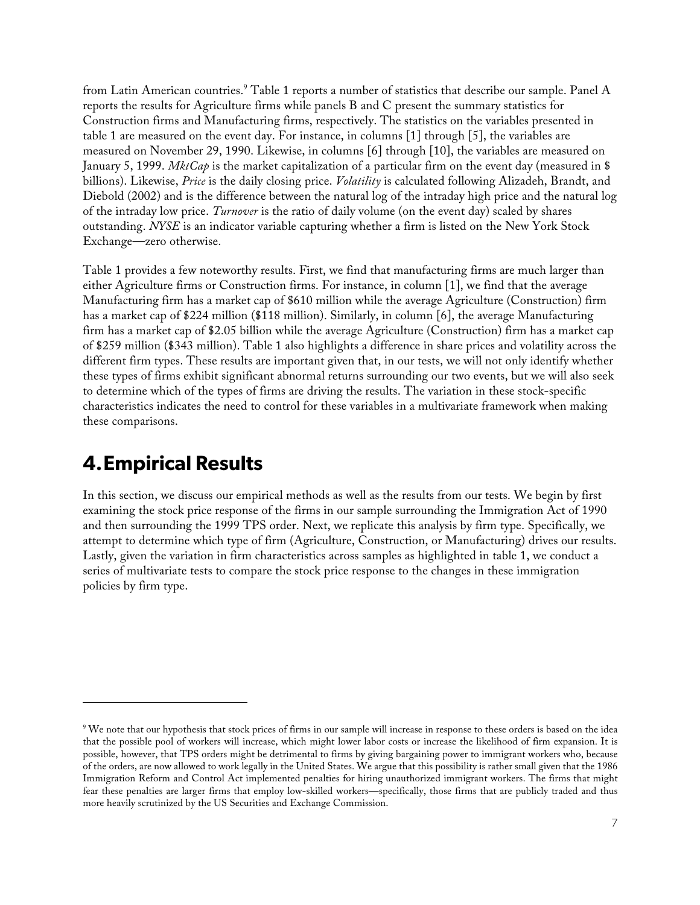from Latin American countries.[9] Table 1 reports a number of statistics that describe our sample. Panel A reports the results for Agriculture firms while panels B and C present the summary statistics for Construction firms and Manufacturing firms, respectively. The statistics on the variables presented in table 1 are measured on the event day. For instance, in columns [1] through [5], the variables are measured on November 29, 1990. Likewise, in columns [6] through [10], the variables are measured on January 5, 1999. *MktCap* is the market capitalization of a particular firm on the event day (measured in $ billions). Likewise, *Price* is the daily closing price. *Volatility* is calculated following Alizadeh, Brandt, and Diebold (2002) and is the difference between the natural log of the intraday high price and the natural log of the intraday low price. *Turnover* is the ratio of daily volume (on the event day) scaled by shares outstanding. *NYSE* is an indicator variable capturing whether a firm is listed on the New York Stock Exchange—zero otherwise.

Table 1 provides a few noteworthy results. First, we find that manufacturing firms are much larger than either Agriculture firms or Construction firms. For instance, in column [1], we find that the average Manufacturing firm has a market cap of $610 million while the average Agriculture (Construction) firm has a market cap of $224 million ($118 million). Similarly, in column [6], the average Manufacturing firm has a market cap of $2.05 billion while the average Agriculture (Construction) firm has a market cap of $259 million ($343 million). Table 1 also highlights a difference in share prices and volatility across the different firm types. These results are important given that, in our tests, we will not only identify whether these types of firms exhibit significant abnormal returns surrounding our two events, but we will also seek to determine which of the types of firms are driving the results. The variation in these stock-specific characteristics indicates the need to control for these variables in a multivariate framework when making these comparisons.

# 4. Empirical Results

In this section, we discuss our empirical methods as well as the results from our tests. We begin by first examining the stock price response of the firms in our sample surrounding the Immigration Act of 1990 and then surrounding the 1999 TPS order. Next, we replicate this analysis by firm type. Specifically, we attempt to determine which type of firm (Agriculture, Construction, or Manufacturing) drives our results. Lastly, given the variation in firm characteristics across samples as highlighted in table 1, we conduct a series of multivariate tests to compare the stock price response to the changes in these immigration policies by firm type.

[9] We note that our hypothesis that stock prices of firms in our sample will increase in response to these orders is based on the idea that the possible pool of workers will increase, which might lower labor costs or increase the likelihood of firm expansion. It is possible, however, that TPS orders might be detrimental to firms by giving bargaining power to immigrant workers who, because of the orders, are now allowed to work legally in the United States. We argue that this possibility is rather small given that the 1986 Immigration Reform and Control Act implemented penalties for hiring unauthorized immigrant workers. The firms that might fear these penalties are larger firms that employ low-skilled workers—specifically, those firms that are publicly traded and thus more heavily scrutinized by the US Securities and Exchange Commission.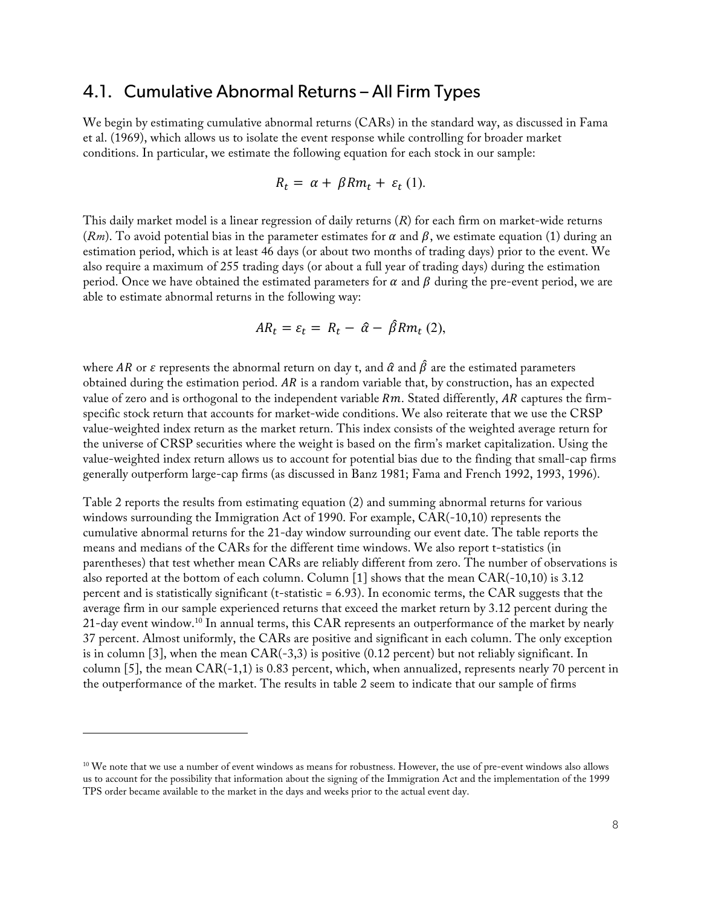## 4.1. Cumulative Abnormal Returns – All Firm Types

We begin by estimating cumulative abnormal returns (CARs) in the standard way, as discussed in Fama et al. (1969), which allows us to isolate the event response while controlling for broader market conditions. In particular, we estimate the following equation for each stock in our sample:

$$R_t = \alpha + \beta Rm_t + \varepsilon_t \text{ (1).}$$

This daily market model is a linear regression of daily returns (*R*) for each firm on market-wide returns (*Rm*). To avoid potential bias in the parameter estimates for $\alpha$ and $\beta$, we estimate equation (1) during an estimation period, which is at least 46 days (or about two months of trading days) prior to the event. We also require a maximum of 255 trading days (or about a full year of trading days) during the estimation period. Once we have obtained the estimated parameters for $\alpha$ and $\beta$ during the pre-event period, we are able to estimate abnormal returns in the following way:

$$AR_t = \varepsilon_t = R_t - \hat{\alpha} - \hat{\beta} Rm_t \text{ (2),}$$

where $AR$ or $\varepsilon$ represents the abnormal return on day t, and $\hat{\alpha}$ and $\hat{\beta}$ are the estimated parameters obtained during the estimation period. $AR$ is a random variable that, by construction, has an expected value of zero and is orthogonal to the independent variable $Rm$. Stated differently, $AR$ captures the firm-specific stock return that accounts for market-wide conditions. We also reiterate that we use the CRSP value-weighted index return as the market return. This index consists of the weighted average return for the universe of CRSP securities where the weight is based on the firm's market capitalization. Using the value-weighted index return allows us to account for potential bias due to the finding that small-cap firms generally outperform large-cap firms (as discussed in Banz 1981; Fama and French 1992, 1993, 1996).

Table 2 reports the results from estimating equation (2) and summing abnormal returns for various windows surrounding the Immigration Act of 1990. For example, CAR(-10,10) represents the cumulative abnormal returns for the 21-day window surrounding our event date. The table reports the means and medians of the CARs for the different time windows. We also report t-statistics (in parentheses) that test whether mean CARs are reliably different from zero. The number of observations is also reported at the bottom of each column. Column [1] shows that the mean CAR(-10,10) is 3.12 percent and is statistically significant (t-statistic = 6.93). In economic terms, the CAR suggests that the average firm in our sample experienced returns that exceed the market return by 3.12 percent during the 21-day event window.[10] In annual terms, this CAR represents an outperformance of the market by nearly 37 percent. Almost uniformly, the CARs are positive and significant in each column. The only exception is in column [3], when the mean CAR(-3,3) is positive (0.12 percent) but not reliably significant. In column [5], the mean CAR(-1,1) is 0.83 percent, which, when annualized, represents nearly 70 percent in the outperformance of the market. The results in table 2 seem to indicate that our sample of firms

---

[10] We note that we use a number of event windows as means for robustness. However, the use of pre-event windows also allows us to account for the possibility that information about the signing of the Immigration Act and the implementation of the 1999 TPS order became available to the market in the days and weeks prior to the actual event day.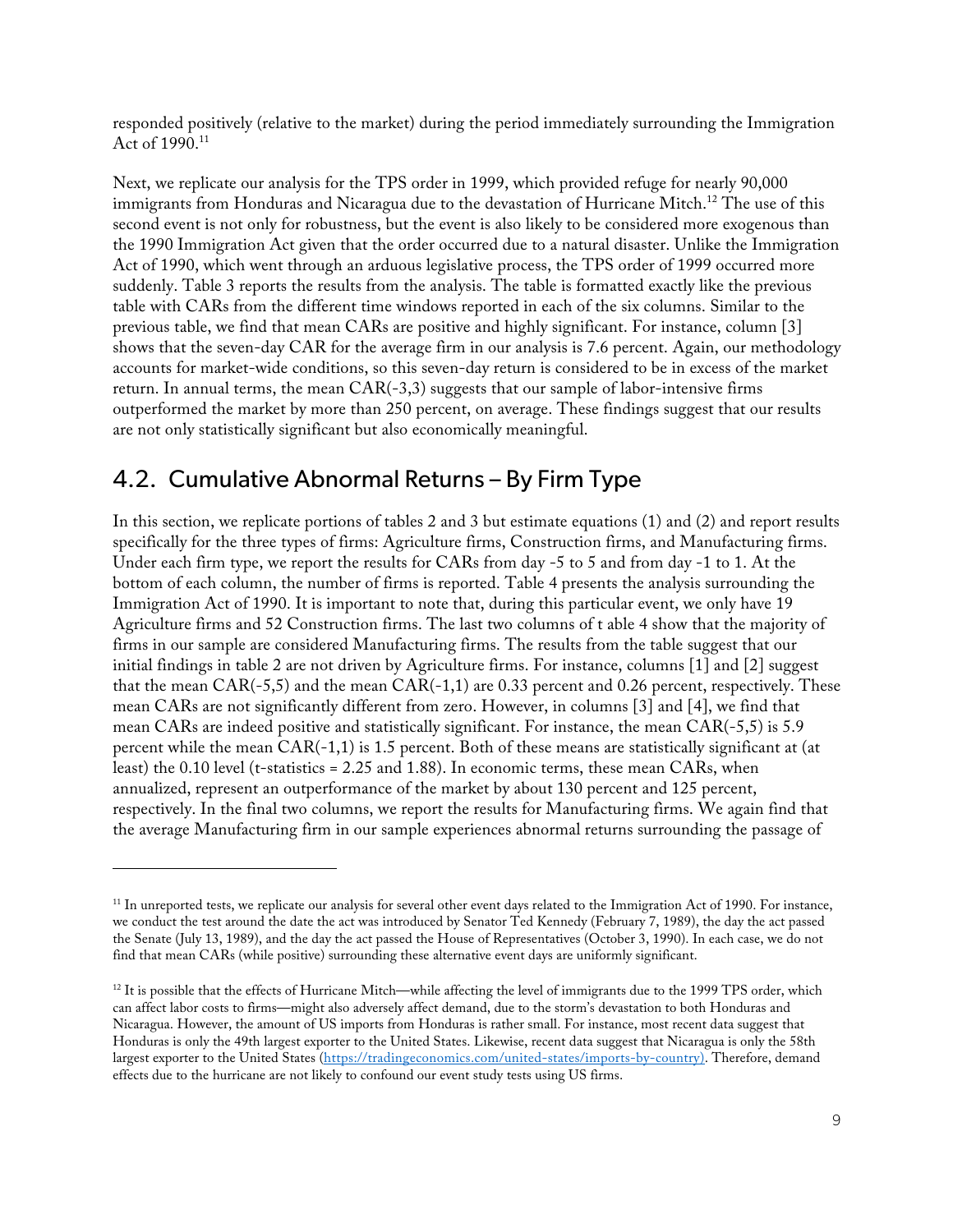responded positively (relative to the market) during the period immediately surrounding the Immigration Act of 1990.[11]

Next, we replicate our analysis for the TPS order in 1999, which provided refuge for nearly 90,000 immigrants from Honduras and Nicaragua due to the devastation of Hurricane Mitch.[12] The use of this second event is not only for robustness, but the event is also likely to be considered more exogenous than the 1990 Immigration Act given that the order occurred due to a natural disaster. Unlike the Immigration Act of 1990, which went through an arduous legislative process, the TPS order of 1999 occurred more suddenly. Table 3 reports the results from the analysis. The table is formatted exactly like the previous table with CARs from the different time windows reported in each of the six columns. Similar to the previous table, we find that mean CARs are positive and highly significant. For instance, column [3] shows that the seven-day CAR for the average firm in our analysis is 7.6 percent. Again, our methodology accounts for market-wide conditions, so this seven-day return is considered to be in excess of the market return. In annual terms, the mean CAR(-3,3) suggests that our sample of labor-intensive firms outperformed the market by more than 250 percent, on average. These findings suggest that our results are not only statistically significant but also economically meaningful.

## 4.2. Cumulative Abnormal Returns – By Firm Type

In this section, we replicate portions of tables 2 and 3 but estimate equations (1) and (2) and report results specifically for the three types of firms: Agriculture firms, Construction firms, and Manufacturing firms. Under each firm type, we report the results for CARs from day -5 to 5 and from day -1 to 1. At the bottom of each column, the number of firms is reported. Table 4 presents the analysis surrounding the Immigration Act of 1990. It is important to note that, during this particular event, we only have 19 Agriculture firms and 52 Construction firms. The last two columns of t able 4 show that the majority of firms in our sample are considered Manufacturing firms. The results from the table suggest that our initial findings in table 2 are not driven by Agriculture firms. For instance, columns [1] and [2] suggest that the mean CAR(-5,5) and the mean CAR(-1,1) are 0.33 percent and 0.26 percent, respectively. These mean CARs are not significantly different from zero. However, in columns [3] and [4], we find that mean CARs are indeed positive and statistically significant. For instance, the mean CAR(-5,5) is 5.9 percent while the mean CAR(-1,1) is 1.5 percent. Both of these means are statistically significant at (at least) the 0.10 level (t-statistics = 2.25 and 1.88). In economic terms, these mean CARs, when annualized, represent an outperformance of the market by about 130 percent and 125 percent, respectively. In the final two columns, we report the results for Manufacturing firms. We again find that the average Manufacturing firm in our sample experiences abnormal returns surrounding the passage of

---

[11] In unreported tests, we replicate our analysis for several other event days related to the Immigration Act of 1990. For instance, we conduct the test around the date the act was introduced by Senator Ted Kennedy (February 7, 1989), the day the act passed the Senate (July 13, 1989), and the day the act passed the House of Representatives (October 3, 1990). In each case, we do not find that mean CARs (while positive) surrounding these alternative event days are uniformly significant.

[12] It is possible that the effects of Hurricane Mitch—while affecting the level of immigrants due to the 1999 TPS order, which can affect labor costs to firms—might also adversely affect demand, due to the storm's devastation to both Honduras and Nicaragua. However, the amount of US imports from Honduras is rather small. For instance, most recent data suggest that Honduras is only the 49th largest exporter to the United States. Likewise, recent data suggest that Nicaragua is only the 58th largest exporter to the United States (https://tradingeconomics.com/united-states/imports-by-country). Therefore, demand effects due to the hurricane are not likely to confound our event study tests using US firms.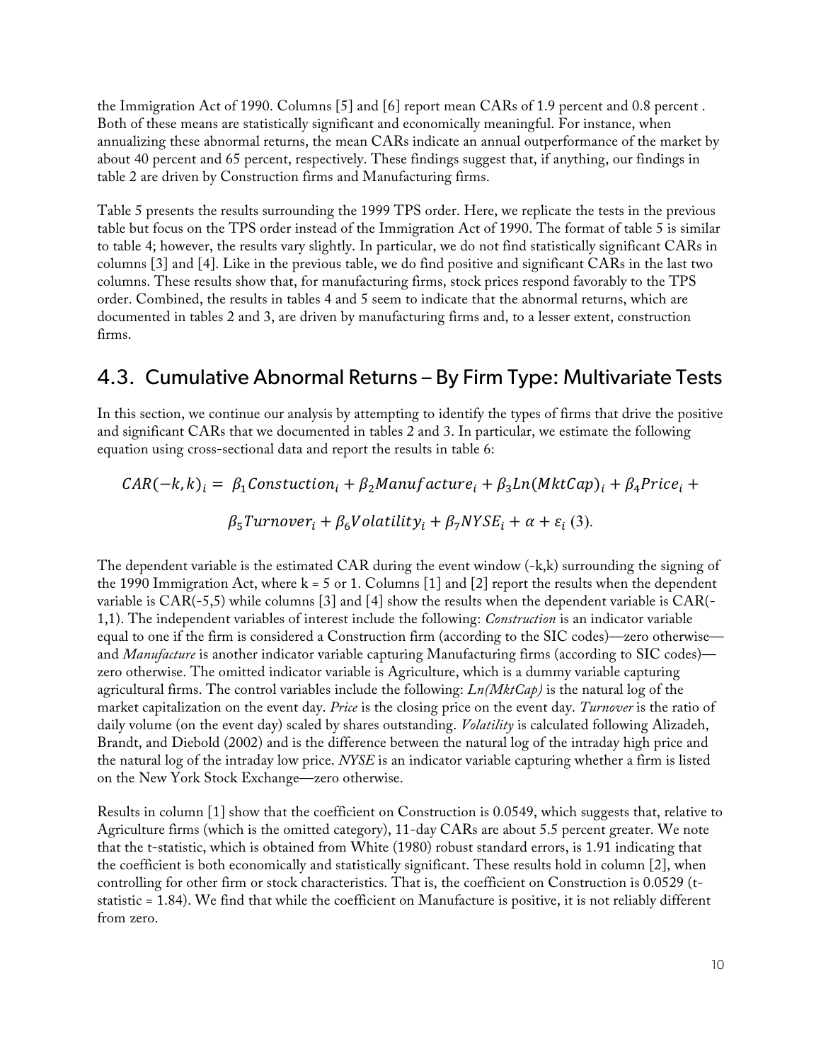the Immigration Act of 1990. Columns [5] and [6] report mean CARs of 1.9 percent and 0.8 percent . Both of these means are statistically significant and economically meaningful. For instance, when annualizing these abnormal returns, the mean CARs indicate an annual outperformance of the market by about 40 percent and 65 percent, respectively. These findings suggest that, if anything, our findings in table 2 are driven by Construction firms and Manufacturing firms.

Table 5 presents the results surrounding the 1999 TPS order. Here, we replicate the tests in the previous table but focus on the TPS order instead of the Immigration Act of 1990. The format of table 5 is similar to table 4; however, the results vary slightly. In particular, we do not find statistically significant CARs in columns [3] and [4]. Like in the previous table, we do find positive and significant CARs in the last two columns. These results show that, for manufacturing firms, stock prices respond favorably to the TPS order. Combined, the results in tables 4 and 5 seem to indicate that the abnormal returns, which are documented in tables 2 and 3, are driven by manufacturing firms and, to a lesser extent, construction firms.

## 4.3. Cumulative Abnormal Returns – By Firm Type: Multivariate Tests

In this section, we continue our analysis by attempting to identify the types of firms that drive the positive and significant CARs that we documented in tables 2 and 3. In particular, we estimate the following equation using cross-sectional data and report the results in table 6:

$$CAR(-k,k)_i = \beta_1 Constuction_i + \beta_2 Manufacture_i + \beta_3 Ln(MktCap)_i + \beta_4 Price_i +$$

$$\beta_5 Turnover_i + \beta_6 Volatility_i + \beta_7 NYSE_i + \alpha + \varepsilon_i \text{ (3).}$$

The dependent variable is the estimated CAR during the event window (-k,k) surrounding the signing of the 1990 Immigration Act, where k = 5 or 1. Columns [1] and [2] report the results when the dependent variable is CAR(-5,5) while columns [3] and [4] show the results when the dependent variable is CAR(-1,1). The independent variables of interest include the following: *Construction* is an indicator variable equal to one if the firm is considered a Construction firm (according to the SIC codes)—zero otherwise—and *Manufacture* is another indicator variable capturing Manufacturing firms (according to SIC codes)—zero otherwise. The omitted indicator variable is Agriculture, which is a dummy variable capturing agricultural firms. The control variables include the following: *Ln(MktCap)* is the natural log of the market capitalization on the event day. *Price* is the closing price on the event day. *Turnover* is the ratio of daily volume (on the event day) scaled by shares outstanding. *Volatility* is calculated following Alizadeh, Brandt, and Diebold (2002) and is the difference between the natural log of the intraday high price and the natural log of the intraday low price. *NYSE* is an indicator variable capturing whether a firm is listed on the New York Stock Exchange—zero otherwise.

Results in column [1] show that the coefficient on Construction is 0.0549, which suggests that, relative to Agriculture firms (which is the omitted category), 11-day CARs are about 5.5 percent greater. We note that the t-statistic, which is obtained from White (1980) robust standard errors, is 1.91 indicating that the coefficient is both economically and statistically significant. These results hold in column [2], when controlling for other firm or stock characteristics. That is, the coefficient on Construction is 0.0529 (t-statistic = 1.84). We find that while the coefficient on Manufacture is positive, it is not reliably different from zero.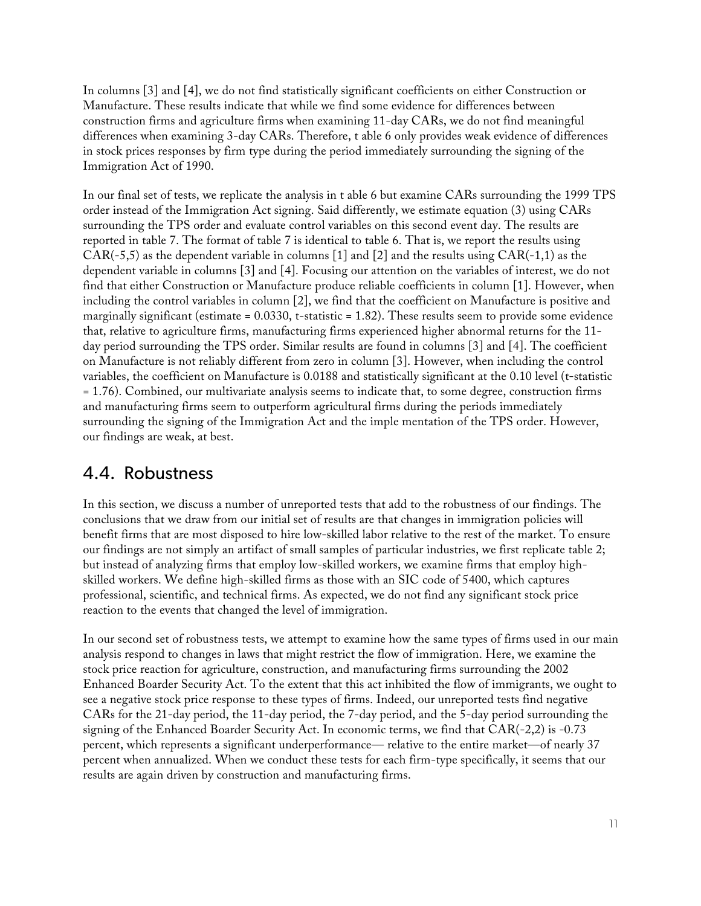In columns [3] and [4], we do not find statistically significant coefficients on either Construction or Manufacture. These results indicate that while we find some evidence for differences between construction firms and agriculture firms when examining 11-day CARs, we do not find meaningful differences when examining 3-day CARs. Therefore, t able 6 only provides weak evidence of differences in stock prices responses by firm type during the period immediately surrounding the signing of the Immigration Act of 1990.

In our final set of tests, we replicate the analysis in t able 6 but examine CARs surrounding the 1999 TPS order instead of the Immigration Act signing. Said differently, we estimate equation (3) using CARs surrounding the TPS order and evaluate control variables on this second event day. The results are reported in table 7. The format of table 7 is identical to table 6. That is, we report the results using CAR(-5,5) as the dependent variable in columns [1] and [2] and the results using CAR(-1,1) as the dependent variable in columns [3] and [4]. Focusing our attention on the variables of interest, we do not find that either Construction or Manufacture produce reliable coefficients in column [1]. However, when including the control variables in column [2], we find that the coefficient on Manufacture is positive and marginally significant (estimate = 0.0330, t-statistic = 1.82). These results seem to provide some evidence that, relative to agriculture firms, manufacturing firms experienced higher abnormal returns for the 11-day period surrounding the TPS order. Similar results are found in columns [3] and [4]. The coefficient on Manufacture is not reliably different from zero in column [3]. However, when including the control variables, the coefficient on Manufacture is 0.0188 and statistically significant at the 0.10 level (t-statistic = 1.76). Combined, our multivariate analysis seems to indicate that, to some degree, construction firms and manufacturing firms seem to outperform agricultural firms during the periods immediately surrounding the signing of the Immigration Act and the imple mentation of the TPS order. However, our findings are weak, at best.

## 4.4. Robustness

In this section, we discuss a number of unreported tests that add to the robustness of our findings. The conclusions that we draw from our initial set of results are that changes in immigration policies will benefit firms that are most disposed to hire low-skilled labor relative to the rest of the market. To ensure our findings are not simply an artifact of small samples of particular industries, we first replicate table 2; but instead of analyzing firms that employ low-skilled workers, we examine firms that employ high-skilled workers. We define high-skilled firms as those with an SIC code of 5400, which captures professional, scientific, and technical firms. As expected, we do not find any significant stock price reaction to the events that changed the level of immigration.

In our second set of robustness tests, we attempt to examine how the same types of firms used in our main analysis respond to changes in laws that might restrict the flow of immigration. Here, we examine the stock price reaction for agriculture, construction, and manufacturing firms surrounding the 2002 Enhanced Boarder Security Act. To the extent that this act inhibited the flow of immigrants, we ought to see a negative stock price response to these types of firms. Indeed, our unreported tests find negative CARs for the 21-day period, the 11-day period, the 7-day period, and the 5-day period surrounding the signing of the Enhanced Boarder Security Act. In economic terms, we find that CAR(-2,2) is -0.73 percent, which represents a significant underperformance— relative to the entire market—of nearly 37 percent when annualized. When we conduct these tests for each firm-type specifically, it seems that our results are again driven by construction and manufacturing firms.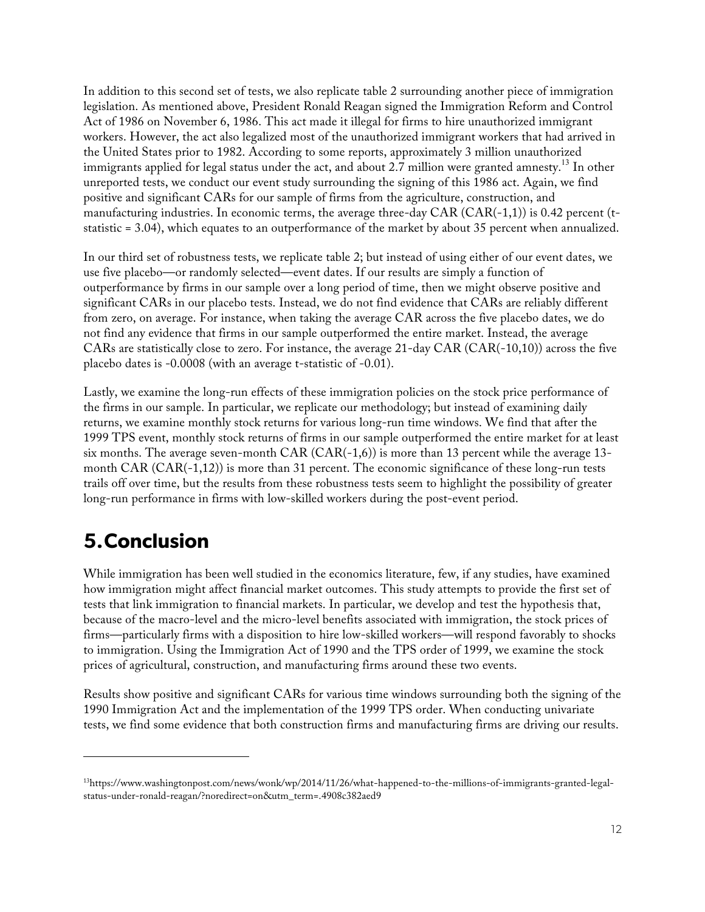In addition to this second set of tests, we also replicate table 2 surrounding another piece of immigration legislation. As mentioned above, President Ronald Reagan signed the Immigration Reform and Control Act of 1986 on November 6, 1986. This act made it illegal for firms to hire unauthorized immigrant workers. However, the act also legalized most of the unauthorized immigrant workers that had arrived in the United States prior to 1982. According to some reports, approximately 3 million unauthorized immigrants applied for legal status under the act, and about 2.7 million were granted amnesty.[13] In other unreported tests, we conduct our event study surrounding the signing of this 1986 act. Again, we find positive and significant CARs for our sample of firms from the agriculture, construction, and manufacturing industries. In economic terms, the average three-day CAR (CAR(-1,1)) is 0.42 percent (t-statistic = 3.04), which equates to an outperformance of the market by about 35 percent when annualized.

In our third set of robustness tests, we replicate table 2; but instead of using either of our event dates, we use five placebo—or randomly selected—event dates. If our results are simply a function of outperformance by firms in our sample over a long period of time, then we might observe positive and significant CARs in our placebo tests. Instead, we do not find evidence that CARs are reliably different from zero, on average. For instance, when taking the average CAR across the five placebo dates, we do not find any evidence that firms in our sample outperformed the entire market. Instead, the average CARs are statistically close to zero. For instance, the average 21-day CAR (CAR(-10,10)) across the five placebo dates is -0.0008 (with an average t-statistic of -0.01).

Lastly, we examine the long-run effects of these immigration policies on the stock price performance of the firms in our sample. In particular, we replicate our methodology; but instead of examining daily returns, we examine monthly stock returns for various long-run time windows. We find that after the 1999 TPS event, monthly stock returns of firms in our sample outperformed the entire market for at least six months. The average seven-month CAR (CAR(-1,6)) is more than 13 percent while the average 13-month CAR (CAR(-1,12)) is more than 31 percent. The economic significance of these long-run tests trails off over time, but the results from these robustness tests seem to highlight the possibility of greater long-run performance in firms with low-skilled workers during the post-event period.

# 5. Conclusion

While immigration has been well studied in the economics literature, few, if any studies, have examined how immigration might affect financial market outcomes. This study attempts to provide the first set of tests that link immigration to financial markets. In particular, we develop and test the hypothesis that, because of the macro-level and the micro-level benefits associated with immigration, the stock prices of firms—particularly firms with a disposition to hire low-skilled workers—will respond favorably to shocks to immigration. Using the Immigration Act of 1990 and the TPS order of 1999, we examine the stock prices of agricultural, construction, and manufacturing firms around these two events.

Results show positive and significant CARs for various time windows surrounding both the signing of the 1990 Immigration Act and the implementation of the 1999 TPS order. When conducting univariate tests, we find some evidence that both construction firms and manufacturing firms are driving our results.

---

[13] https://www.washingtonpost.com/news/wonk/wp/2014/11/26/what-happened-to-the-millions-of-immigrants-granted-legal-status-under-ronald-reagan/?noredirect=on&utm_term=.4908c382aed9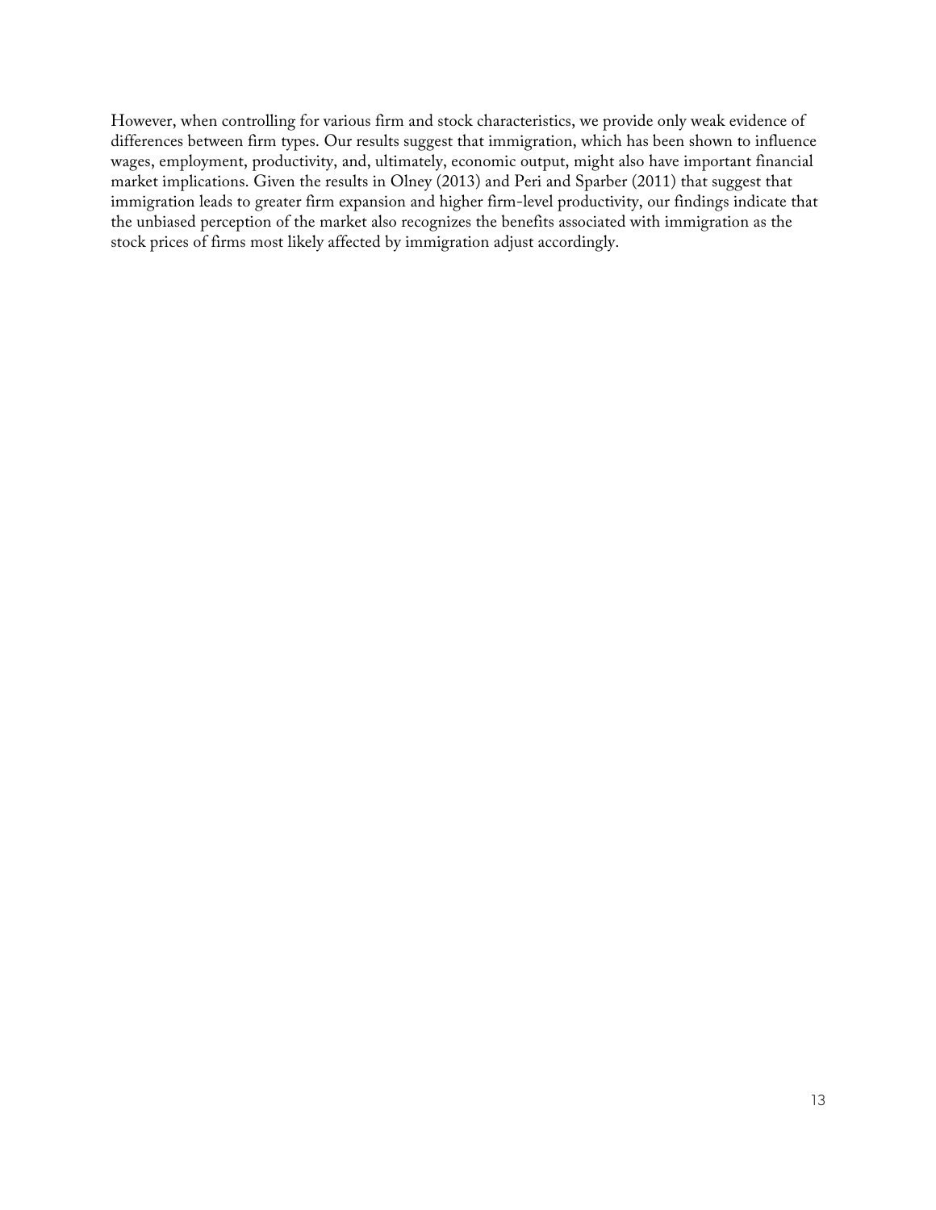However, when controlling for various firm and stock characteristics, we provide only weak evidence of differences between firm types. Our results suggest that immigration, which has been shown to influence wages, employment, productivity, and, ultimately, economic output, might also have important financial market implications. Given the results in Olney (2013) and Peri and Sparber (2011) that suggest that immigration leads to greater firm expansion and higher firm-level productivity, our findings indicate that the unbiased perception of the market also recognizes the benefits associated with immigration as the stock prices of firms most likely affected by immigration adjust accordingly.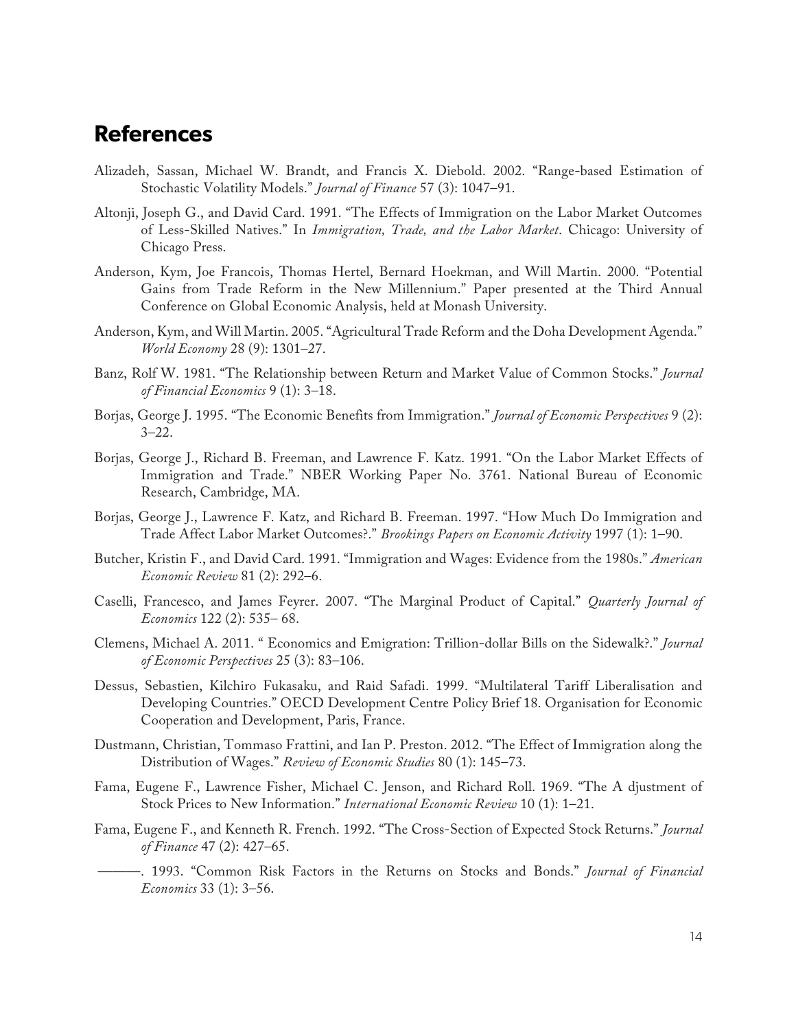## References

Alizadeh, Sassan, Michael W. Brandt, and Francis X. Diebold. 2002. "Range-based Estimation of Stochastic Volatility Models." *Journal of Finance* 57 (3): 1047–91.

Altonji, Joseph G., and David Card. 1991. "The Effects of Immigration on the Labor Market Outcomes of Less-Skilled Natives." In *Immigration, Trade, and the Labor Market*. Chicago: University of Chicago Press.

Anderson, Kym, Joe Francois, Thomas Hertel, Bernard Hoekman, and Will Martin. 2000. "Potential Gains from Trade Reform in the New Millennium." Paper presented at the Third Annual Conference on Global Economic Analysis, held at Monash University.

Anderson, Kym, and Will Martin. 2005. "Agricultural Trade Reform and the Doha Development Agenda." *World Economy* 28 (9): 1301–27.

Banz, Rolf W. 1981. "The Relationship between Return and Market Value of Common Stocks." *Journal of Financial Economics* 9 (1): 3–18.

Borjas, George J. 1995. "The Economic Benefits from Immigration." *Journal of Economic Perspectives* 9 (2): 3–22.

Borjas, George J., Richard B. Freeman, and Lawrence F. Katz. 1991. "On the Labor Market Effects of Immigration and Trade." NBER Working Paper No. 3761. National Bureau of Economic Research, Cambridge, MA.

Borjas, George J., Lawrence F. Katz, and Richard B. Freeman. 1997. "How Much Do Immigration and Trade Affect Labor Market Outcomes?." *Brookings Papers on Economic Activity* 1997 (1): 1–90.

Butcher, Kristin F., and David Card. 1991. "Immigration and Wages: Evidence from the 1980s." *American Economic Review* 81 (2): 292–6.

Caselli, Francesco, and James Feyrer. 2007. "The Marginal Product of Capital." *Quarterly Journal of Economics* 122 (2): 535– 68.

Clemens, Michael A. 2011. " Economics and Emigration: Trillion-dollar Bills on the Sidewalk?." *Journal of Economic Perspectives* 25 (3): 83–106.

Dessus, Sebastien, Kilchiro Fukasaku, and Raid Safadi. 1999. "Multilateral Tariff Liberalisation and Developing Countries." OECD Development Centre Policy Brief 18. Organisation for Economic Cooperation and Development, Paris, France.

Dustmann, Christian, Tommaso Frattini, and Ian P. Preston. 2012. "The Effect of Immigration along the Distribution of Wages." *Review of Economic Studies* 80 (1): 145–73.

Fama, Eugene F., Lawrence Fisher, Michael C. Jenson, and Richard Roll. 1969. "The A djustment of Stock Prices to New Information." *International Economic Review* 10 (1): 1–21.

Fama, Eugene F., and Kenneth R. French. 1992. "The Cross-Section of Expected Stock Returns." *Journal of Finance* 47 (2): 427–65.

———. 1993. "Common Risk Factors in the Returns on Stocks and Bonds." *Journal of Financial Economics* 33 (1): 3–56.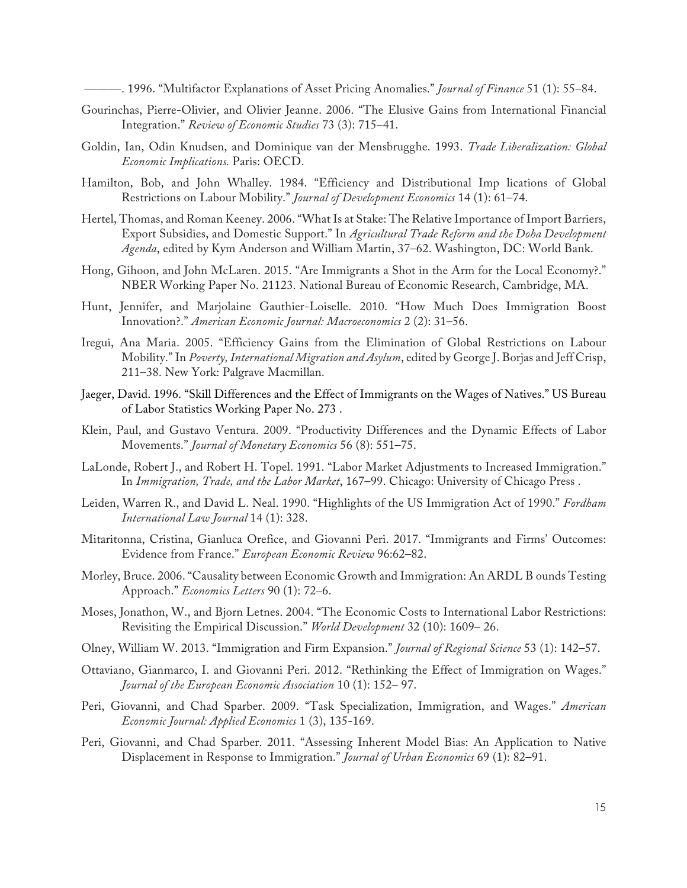———. 1996. "Multifactor Explanations of Asset Pricing Anomalies." *Journal of Finance* 51 (1): 55–84.

Gourinchas, Pierre-Olivier, and Olivier Jeanne. 2006. "The Elusive Gains from International Financial Integration." *Review of Economic Studies* 73 (3): 715–41.

Goldin, Ian, Odin Knudsen, and Dominique van der Mensbrugghe. 1993. *Trade Liberalization: Global Economic Implications.* Paris: OECD.

Hamilton, Bob, and John Whalley. 1984. "Efficiency and Distributional Imp lications of Global Restrictions on Labour Mobility." *Journal of Development Economics* 14 (1): 61–74.

Hertel, Thomas, and Roman Keeney. 2006. "What Is at Stake: The Relative Importance of Import Barriers, Export Subsidies, and Domestic Support." In *Agricultural Trade Reform and the Doha Development Agenda*, edited by Kym Anderson and William Martin, 37–62. Washington, DC: World Bank.

Hong, Gihoon, and John McLaren. 2015. "Are Immigrants a Shot in the Arm for the Local Economy?." NBER Working Paper No. 21123. National Bureau of Economic Research, Cambridge, MA.

Hunt, Jennifer, and Marjolaine Gauthier-Loiselle. 2010. "How Much Does Immigration Boost Innovation?." *American Economic Journal: Macroeconomics* 2 (2): 31–56.

Iregui, Ana Maria. 2005. "Efficiency Gains from the Elimination of Global Restrictions on Labour Mobility." In *Poverty, International Migration and Asylum*, edited by George J. Borjas and Jeff Crisp, 211–38. New York: Palgrave Macmillan.

Jaeger, David. 1996. "Skill Differences and the Effect of Immigrants on the Wages of Natives." US Bureau of Labor Statistics Working Paper No. 273 .

Klein, Paul, and Gustavo Ventura. 2009. "Productivity Differences and the Dynamic Effects of Labor Movements." *Journal of Monetary Economics* 56 (8): 551–75.

LaLonde, Robert J., and Robert H. Topel. 1991. "Labor Market Adjustments to Increased Immigration." In *Immigration, Trade, and the Labor Market*, 167–99. Chicago: University of Chicago Press .

Leiden, Warren R., and David L. Neal. 1990. "Highlights of the US Immigration Act of 1990." *Fordham International Law Journal* 14 (1): 328.

Mitaritonna, Cristina, Gianluca Orefice, and Giovanni Peri. 2017. "Immigrants and Firms' Outcomes: Evidence from France." *European Economic Review* 96:62–82.

Morley, Bruce. 2006. "Causality between Economic Growth and Immigration: An ARDL B ounds Testing Approach." *Economics Letters* 90 (1): 72–6.

Moses, Jonathon, W., and Bjorn Letnes. 2004. "The Economic Costs to International Labor Restrictions: Revisiting the Empirical Discussion." *World Development* 32 (10): 1609– 26.

Olney, William W. 2013. "Immigration and Firm Expansion." *Journal of Regional Science* 53 (1): 142–57.

Ottaviano, Gianmarco, I. and Giovanni Peri. 2012. "Rethinking the Effect of Immigration on Wages." *Journal of the European Economic Association* 10 (1): 152– 97.

Peri, Giovanni, and Chad Sparber. 2009. "Task Specialization, Immigration, and Wages." *American Economic Journal: Applied Economics* 1 (3), 135-169.

Peri, Giovanni, and Chad Sparber. 2011. "Assessing Inherent Model Bias: An Application to Native Displacement in Response to Immigration." *Journal of Urban Economics* 69 (1): 82–91.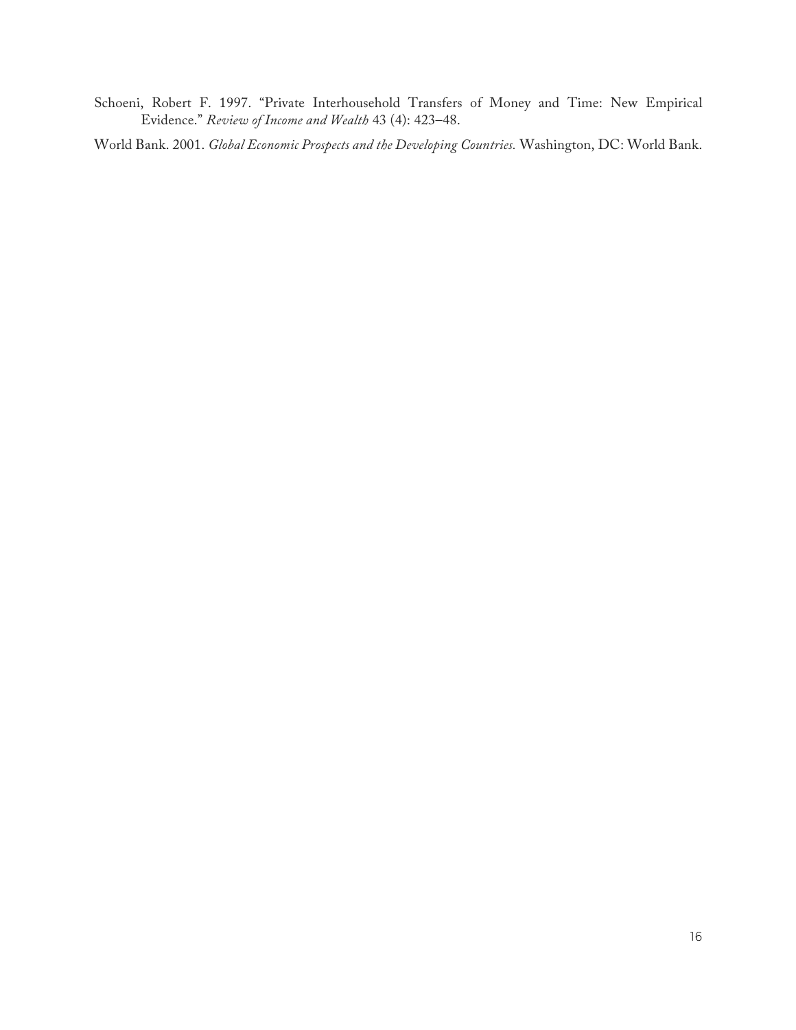Schoeni, Robert F. 1997. "Private Interhousehold Transfers of Money and Time: New Empirical Evidence." *Review of Income and Wealth* 43 (4): 423–48.

World Bank. 2001. *Global Economic Prospects and the Developing Countries.* Washington, DC: World Bank.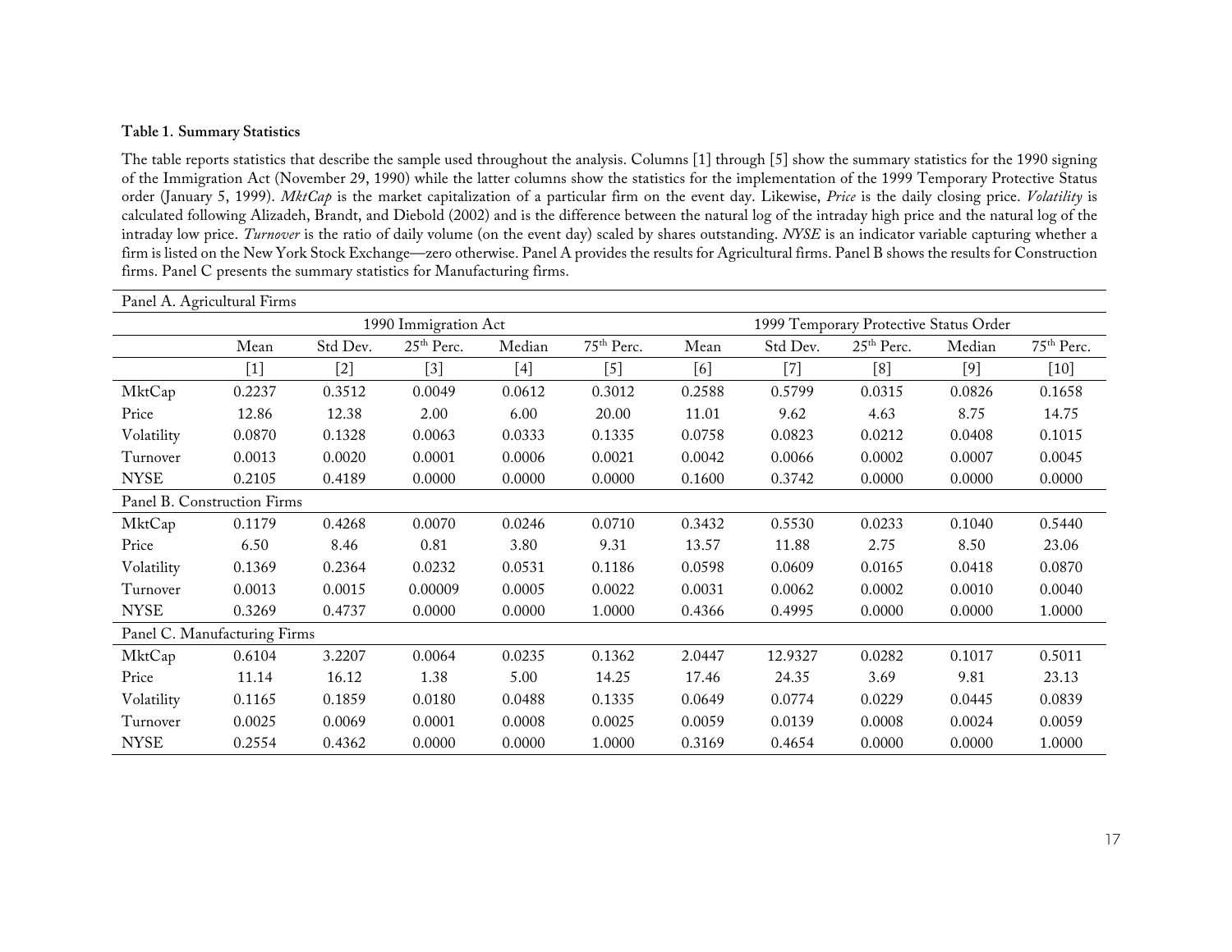**Table 1. Summary Statistics**

The table reports statistics that describe the sample used throughout the analysis. Columns [1] through [5] show the summary statistics for the 1990 signing of the Immigration Act (November 29, 1990) while the latter columns show the statistics for the implementation of the 1999 Temporary Protective Status order (January 5, 1999). *MktCap* is the market capitalization of a particular firm on the event day. Likewise, *Price* is the daily closing price. *Volatility* is calculated following Alizadeh, Brandt, and Diebold (2002) and is the difference between the natural log of the intraday high price and the natural log of the intraday low price. *Turnover* is the ratio of daily volume (on the event day) scaled by shares outstanding. *NYSE* is an indicator variable capturing whether a firm is listed on the New York Stock Exchange—zero otherwise. Panel A provides the results for Agricultural firms. Panel B shows the results for Construction firms. Panel C presents the summary statistics for Manufacturing firms.

| | 1990 Immigration Act | | | | | 1999 Temporary Protective Status Order | | | | |
|---|---|---|---|---|---|---|---|---|---|---|
| | Mean | Std Dev. | 25th Perc. | Median | 75th Perc. | Mean | Std Dev. | 25th Perc. | Median | 75th Perc. |
| | [1] | [2] | [3] | [4] | [5] | [6] | [7] | [8] | [9] | [10] |
| **Panel A. Agricultural Firms** | | | | | | | | | | |
| MktCap | 0.2237 | 0.3512 | 0.0049 | 0.0612 | 0.3012 | 0.2588 | 0.5799 | 0.0315 | 0.0826 | 0.1658 |
| Price | 12.86 | 12.38 | 2.00 | 6.00 | 20.00 | 11.01 | 9.62 | 4.63 | 8.75 | 14.75 |
| Volatility | 0.0870 | 0.1328 | 0.0063 | 0.0333 | 0.1335 | 0.0758 | 0.0823 | 0.0212 | 0.0408 | 0.1015 |
| Turnover | 0.0013 | 0.0020 | 0.0001 | 0.0006 | 0.0021 | 0.0042 | 0.0066 | 0.0002 | 0.0007 | 0.0045 |
| NYSE | 0.2105 | 0.4189 | 0.0000 | 0.0000 | 0.0000 | 0.1600 | 0.3742 | 0.0000 | 0.0000 | 0.0000 |
| **Panel B. Construction Firms** | | | | | | | | | | |
| MktCap | 0.1179 | 0.4268 | 0.0070 | 0.0246 | 0.0710 | 0.3432 | 0.5530 | 0.0233 | 0.1040 | 0.5440 |
| Price | 6.50 | 8.46 | 0.81 | 3.80 | 9.31 | 13.57 | 11.88 | 2.75 | 8.50 | 23.06 |
| Volatility | 0.1369 | 0.2364 | 0.0232 | 0.0531 | 0.1186 | 0.0598 | 0.0609 | 0.0165 | 0.0418 | 0.0870 |
| Turnover | 0.0013 | 0.0015 | 0.00009 | 0.0005 | 0.0022 | 0.0031 | 0.0062 | 0.0002 | 0.0010 | 0.0040 |
| NYSE | 0.3269 | 0.4737 | 0.0000 | 0.0000 | 1.0000 | 0.4366 | 0.4995 | 0.0000 | 0.0000 | 1.0000 |
| **Panel C. Manufacturing Firms** | | | | | | | | | | |
| MktCap | 0.6104 | 3.2207 | 0.0064 | 0.0235 | 0.1362 | 2.0447 | 12.9327 | 0.0282 | 0.1017 | 0.5011 |
| Price | 11.14 | 16.12 | 1.38 | 5.00 | 14.25 | 17.46 | 24.35 | 3.69 | 9.81 | 23.13 |
| Volatility | 0.1165 | 0.1859 | 0.0180 | 0.0488 | 0.1335 | 0.0649 | 0.0774 | 0.0229 | 0.0445 | 0.0839 |
| Turnover | 0.0025 | 0.0069 | 0.0001 | 0.0008 | 0.0025 | 0.0059 | 0.0139 | 0.0008 | 0.0024 | 0.0059 |
| NYSE | 0.2554 | 0.4362 | 0.0000 | 0.0000 | 1.0000 | 0.3169 | 0.4654 | 0.0000 | 0.0000 | 1.0000 |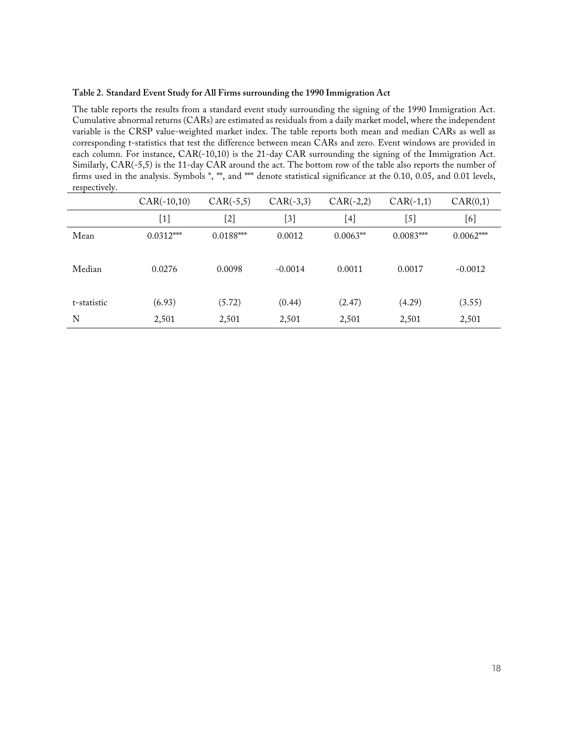**Table 2. Standard Event Study for All Firms surrounding the 1990 Immigration Act**

The table reports the results from a standard event study surrounding the signing of the 1990 Immigration Act. Cumulative abnormal returns (CARs) are estimated as residuals from a daily market model, where the independent variable is the CRSP value-weighted market index. The table reports both mean and median CARs as well as corresponding t-statistics that test the difference between mean CARs and zero. Event windows are provided in each column. For instance, CAR(-10,10) is the 21-day CAR surrounding the signing of the Immigration Act. Similarly, CAR(-5,5) is the 11-day CAR around the act. The bottom row of the table also reports the number of firms used in the analysis. Symbols *, **, and *** denote statistical significance at the 0.10, 0.05, and 0.01 levels, respectively.

| | CAR(-10,10) | CAR(-5,5) | CAR(-3,3) | CAR(-2,2) | CAR(-1,1) | CAR(0,1) |
|---|---|---|---|---|---|---|
| | [1] | [2] | [3] | [4] | [5] | [6] |
| Mean | 0.0312*** | 0.0188*** | 0.0012 | 0.0063** | 0.0083*** | 0.0062*** |
| Median | 0.0276 | 0.0098 | -0.0014 | 0.0011 | 0.0017 | -0.0012 |
| t-statistic | (6.93) | (5.72) | (0.44) | (2.47) | (4.29) | (3.55) |
| N | 2,501 | 2,501 | 2,501 | 2,501 | 2,501 | 2,501 |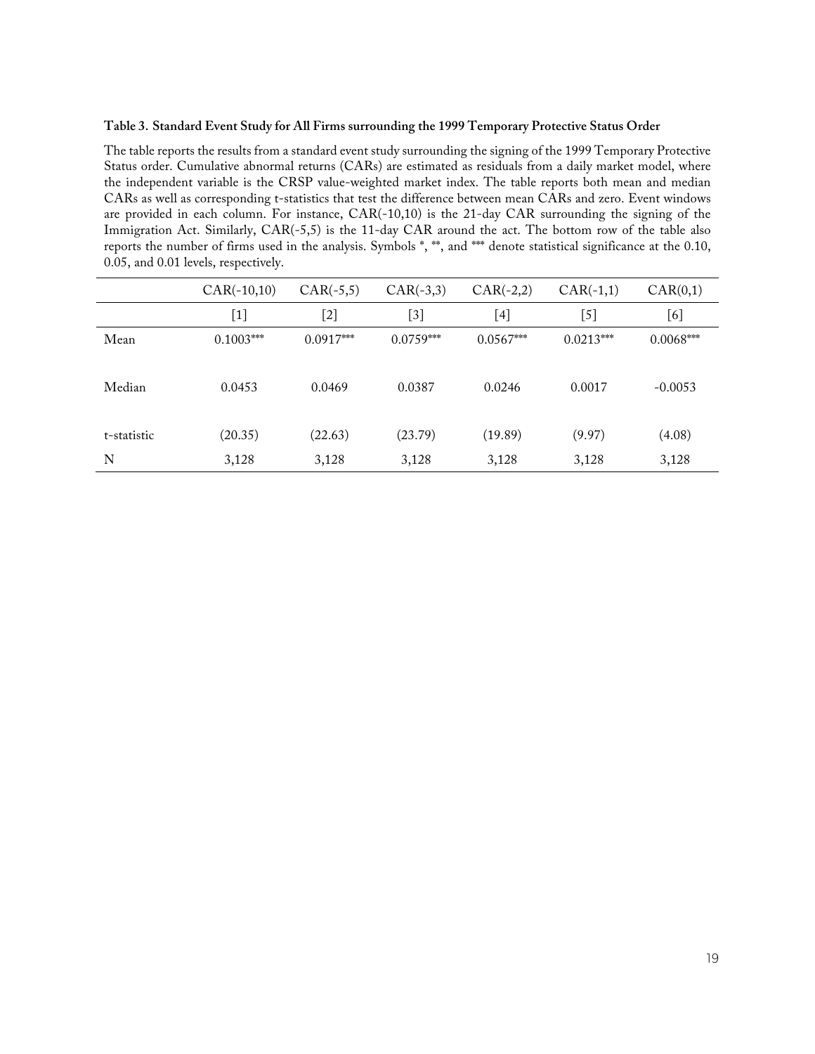**Table 3. Standard Event Study for All Firms surrounding the 1999 Temporary Protective Status Order**

The table reports the results from a standard event study surrounding the signing of the 1999 Temporary Protective Status order. Cumulative abnormal returns (CARs) are estimated as residuals from a daily market model, where the independent variable is the CRSP value-weighted market index. The table reports both mean and median CARs as well as corresponding t-statistics that test the difference between mean CARs and zero. Event windows are provided in each column. For instance, CAR(-10,10) is the 21-day CAR surrounding the signing of the Immigration Act. Similarly, CAR(-5,5) is the 11-day CAR around the act. The bottom row of the table also reports the number of firms used in the analysis. Symbols *, **, and *** denote statistical significance at the 0.10, 0.05, and 0.01 levels, respectively.

| | CAR(-10,10) | CAR(-5,5) | CAR(-3,3) | CAR(-2,2) | CAR(-1,1) | CAR(0,1) |
|---|---|---|---|---|---|---|
| | [1] | [2] | [3] | [4] | [5] | [6] |
| Mean | 0.1003*** | 0.0917*** | 0.0759*** | 0.0567*** | 0.0213*** | 0.0068*** |
| Median | 0.0453 | 0.0469 | 0.0387 | 0.0246 | 0.0017 | -0.0053 |
| t-statistic | (20.35) | (22.63) | (23.79) | (19.89) | (9.97) | (4.08) |
| N | 3,128 | 3,128 | 3,128 | 3,128 | 3,128 | 3,128 |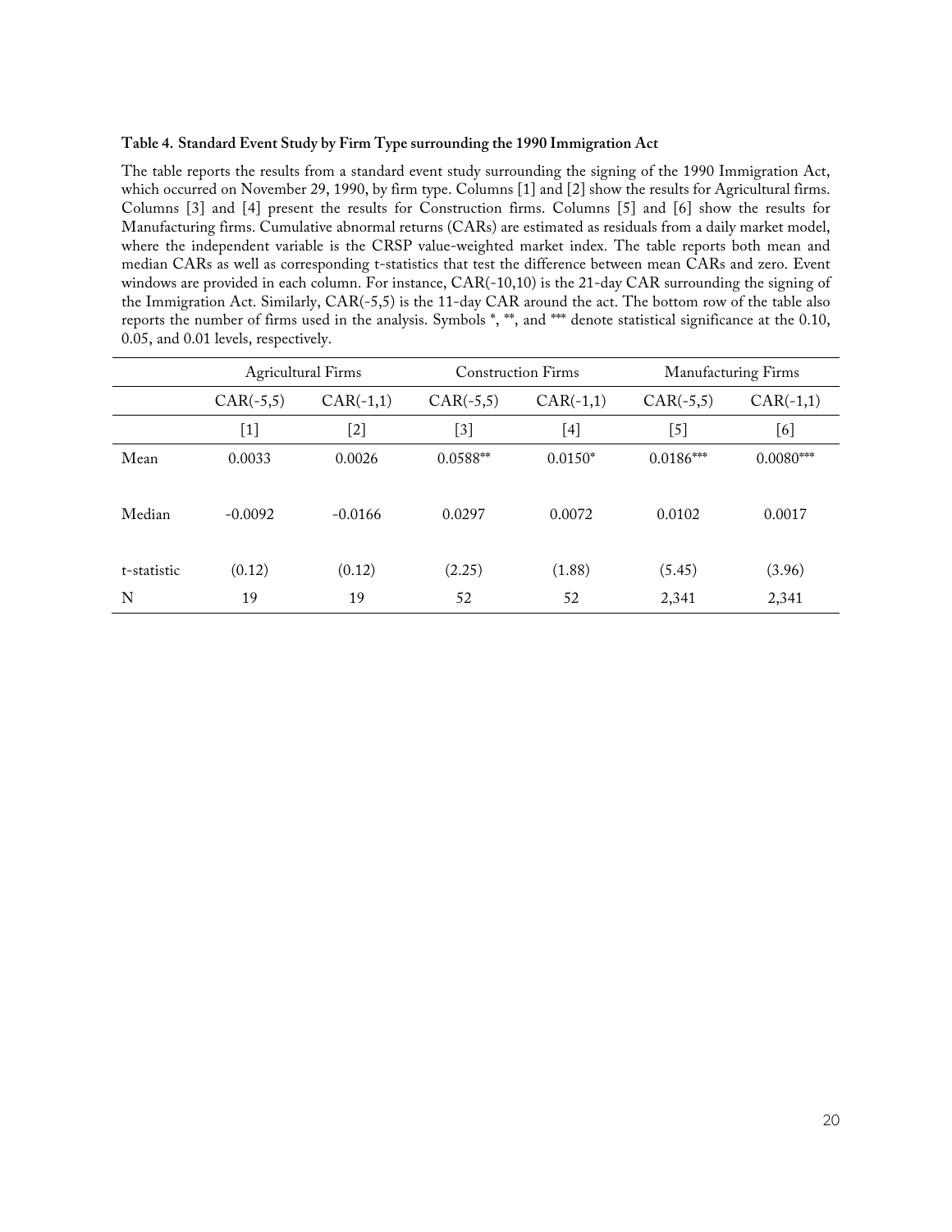**Table 4. Standard Event Study by Firm Type surrounding the 1990 Immigration Act**

The table reports the results from a standard event study surrounding the signing of the 1990 Immigration Act, which occurred on November 29, 1990, by firm type. Columns [1] and [2] show the results for Agricultural firms. Columns [3] and [4] present the results for Construction firms. Columns [5] and [6] show the results for Manufacturing firms. Cumulative abnormal returns (CARs) are estimated as residuals from a daily market model, where the independent variable is the CRSP value-weighted market index. The table reports both mean and median CARs as well as corresponding t-statistics that test the difference between mean CARs and zero. Event windows are provided in each column. For instance, CAR(-10,10) is the 21-day CAR surrounding the signing of the Immigration Act. Similarly, CAR(-5,5) is the 11-day CAR around the act. The bottom row of the table also reports the number of firms used in the analysis. Symbols *, **, and *** denote statistical significance at the 0.10, 0.05, and 0.01 levels, respectively.

| | Agricultural Firms | | Construction Firms | | Manufacturing Firms | |
|---|---|---|---|---|---|---|
| | CAR(-5,5) | CAR(-1,1) | CAR(-5,5) | CAR(-1,1) | CAR(-5,5) | CAR(-1,1) |
| | [1] | [2] | [3] | [4] | [5] | [6] |
| Mean | 0.0033 | 0.0026 | 0.0588** | 0.0150* | 0.0186*** | 0.0080*** |
| Median | -0.0092 | -0.0166 | 0.0297 | 0.0072 | 0.0102 | 0.0017 |
| t-statistic | (0.12) | (0.12) | (2.25) | (1.88) | (5.45) | (3.96) |
| N | 19 | 19 | 52 | 52 | 2,341 | 2,341 |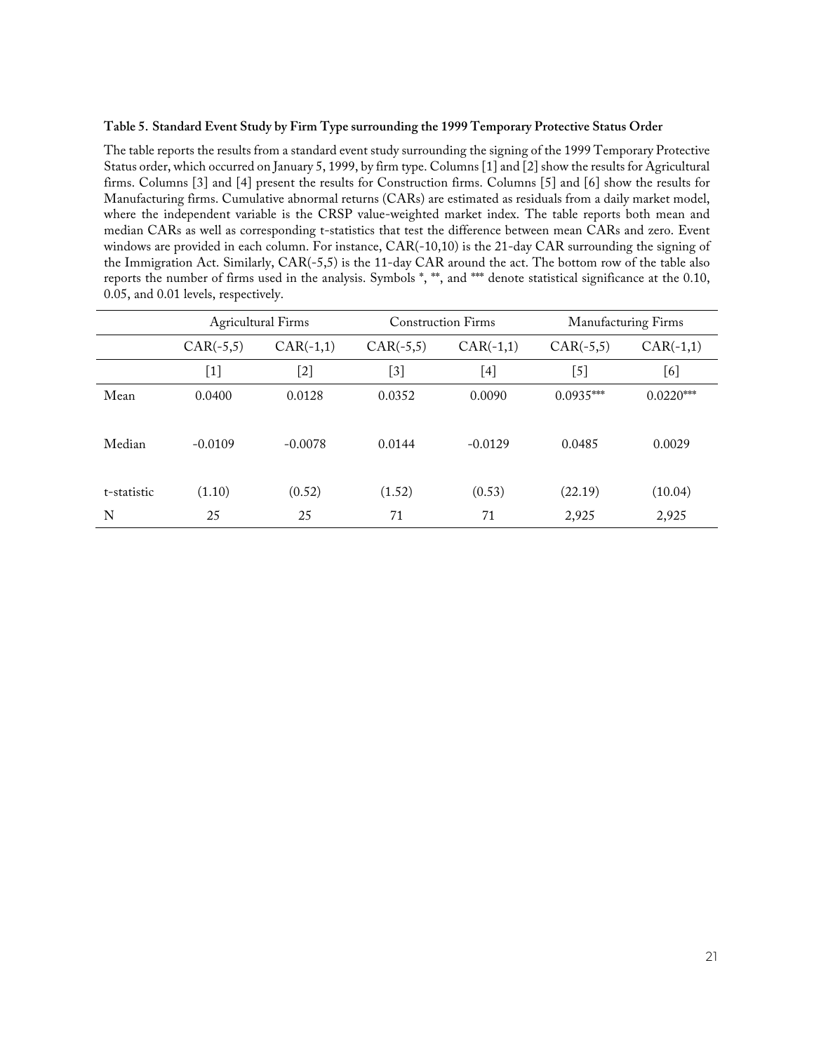**Table 5. Standard Event Study by Firm Type surrounding the 1999 Temporary Protective Status Order**

The table reports the results from a standard event study surrounding the signing of the 1999 Temporary Protective Status order, which occurred on January 5, 1999, by firm type. Columns [1] and [2] show the results for Agricultural firms. Columns [3] and [4] present the results for Construction firms. Columns [5] and [6] show the results for Manufacturing firms. Cumulative abnormal returns (CARs) are estimated as residuals from a daily market model, where the independent variable is the CRSP value-weighted market index. The table reports both mean and median CARs as well as corresponding t-statistics that test the difference between mean CARs and zero. Event windows are provided in each column. For instance, CAR(-10,10) is the 21-day CAR surrounding the signing of the Immigration Act. Similarly, CAR(-5,5) is the 11-day CAR around the act. The bottom row of the table also reports the number of firms used in the analysis. Symbols *, **, and *** denote statistical significance at the 0.10, 0.05, and 0.01 levels, respectively.

| | Agricultural Firms | | Construction Firms | | Manufacturing Firms | |
|---|---|---|---|---|---|---|
| | CAR(-5,5) | CAR(-1,1) | CAR(-5,5) | CAR(-1,1) | CAR(-5,5) | CAR(-1,1) |
| | [1] | [2] | [3] | [4] | [5] | [6] |
| Mean | 0.0400 | 0.0128 | 0.0352 | 0.0090 | 0.0935*** | 0.0220*** |
| Median | -0.0109 | -0.0078 | 0.0144 | -0.0129 | 0.0485 | 0.0029 |
| t-statistic | (1.10) | (0.52) | (1.52) | (0.53) | (22.19) | (10.04) |
| N | 25 | 25 | 71 | 71 | 2,925 | 2,925 |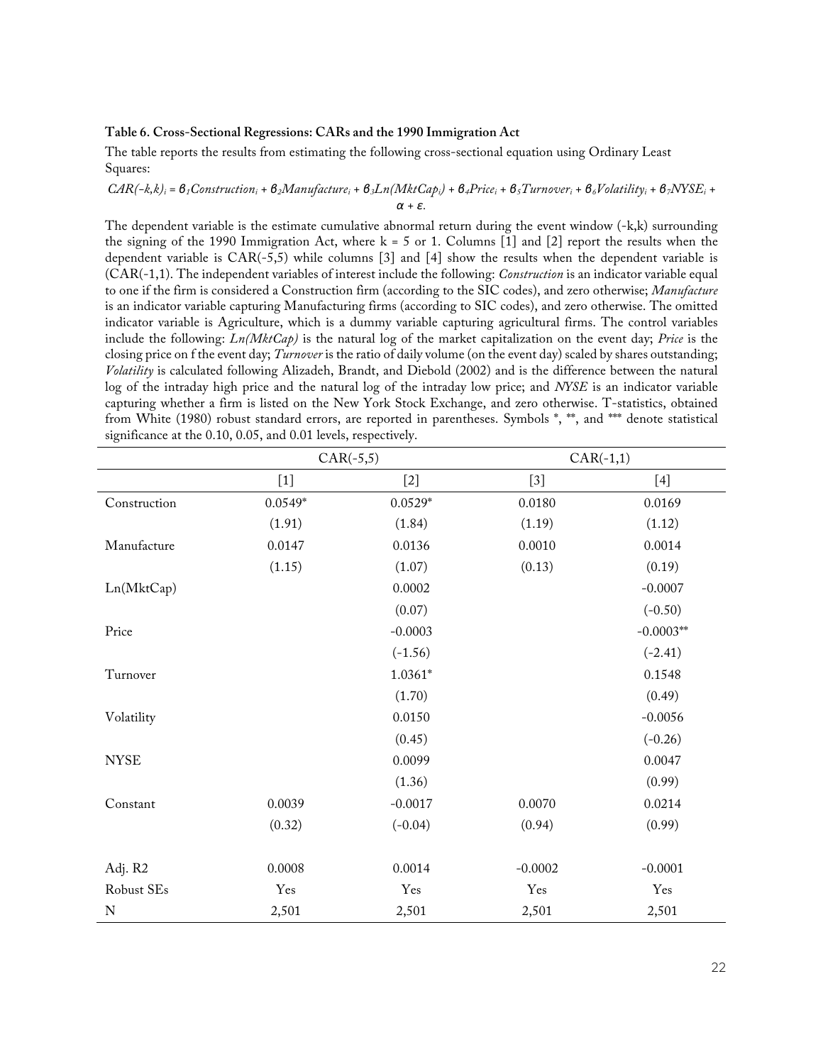**Table 6. Cross-Sectional Regressions: CARs and the 1990 Immigration Act**

The table reports the results from estimating the following cross-sectional equation using Ordinary Least Squares:

$$CAR(-k,k)_i = \beta_1 Construction_i + \beta_2 Manufacture_i + \beta_3 Ln(MktCap_i) + \beta_4 Price_i + \beta_5 Turnover_i + \beta_6 Volatility_i + \beta_7 NYSE_i + \alpha + \varepsilon.$$

The dependent variable is the estimate cumulative abnormal return during the event window (-k,k) surrounding the signing of the 1990 Immigration Act, where k = 5 or 1. Columns [1] and [2] report the results when the dependent variable is CAR(-5,5) while columns [3] and [4] show the results when the dependent variable is (CAR(-1,1). The independent variables of interest include the following: *Construction* is an indicator variable equal to one if the firm is considered a Construction firm (according to the SIC codes), and zero otherwise; *Manufacture* is an indicator variable capturing Manufacturing firms (according to SIC codes), and zero otherwise. The omitted indicator variable is Agriculture, which is a dummy variable capturing agricultural firms. The control variables include the following: *Ln(MktCap)* is the natural log of the market capitalization on the event day; *Price* is the closing price on f the event day; *Turnover* is the ratio of daily volume (on the event day) scaled by shares outstanding; *Volatility* is calculated following Alizadeh, Brandt, and Diebold (2002) and is the difference between the natural log of the intraday high price and the natural log of the intraday low price; and *NYSE* is an indicator variable capturing whether a firm is listed on the New York Stock Exchange, and zero otherwise. T-statistics, obtained from White (1980) robust standard errors, are reported in parentheses. Symbols *, **, and *** denote statistical significance at the 0.10, 0.05, and 0.01 levels, respectively.

| | CAR(-5,5) | | CAR(-1,1) | |
|---|---|---|---|---|
| | [1] | [2] | [3] | [4] |
| Construction | 0.0549* | 0.0529* | 0.0180 | 0.0169 |
| | (1.91) | (1.84) | (1.19) | (1.12) |
| Manufacture | 0.0147 | 0.0136 | 0.0010 | 0.0014 |
| | (1.15) | (1.07) | (0.13) | (0.19) |
| Ln(MktCap) | | 0.0002 | | -0.0007 |
| | | (0.07) | | (-0.50) |
| Price | | -0.0003 | | -0.0003** |
| | | (-1.56) | | (-2.41) |
| Turnover | | 1.0361* | | 0.1548 |
| | | (1.70) | | (0.49) |
| Volatility | | 0.0150 | | -0.0056 |
| | | (0.45) | | (-0.26) |
| NYSE | | 0.0099 | | 0.0047 |
| | | (1.36) | | (0.99) |
| Constant | 0.0039 | -0.0017 | 0.0070 | 0.0214 |
| | (0.32) | (-0.04) | (0.94) | (0.99) |
| Adj. R2 | 0.0008 | 0.0014 | -0.0002 | -0.0001 |
| Robust SEs | Yes | Yes | Yes | Yes |
| N | 2,501 | 2,501 | 2,501 | 2,501 |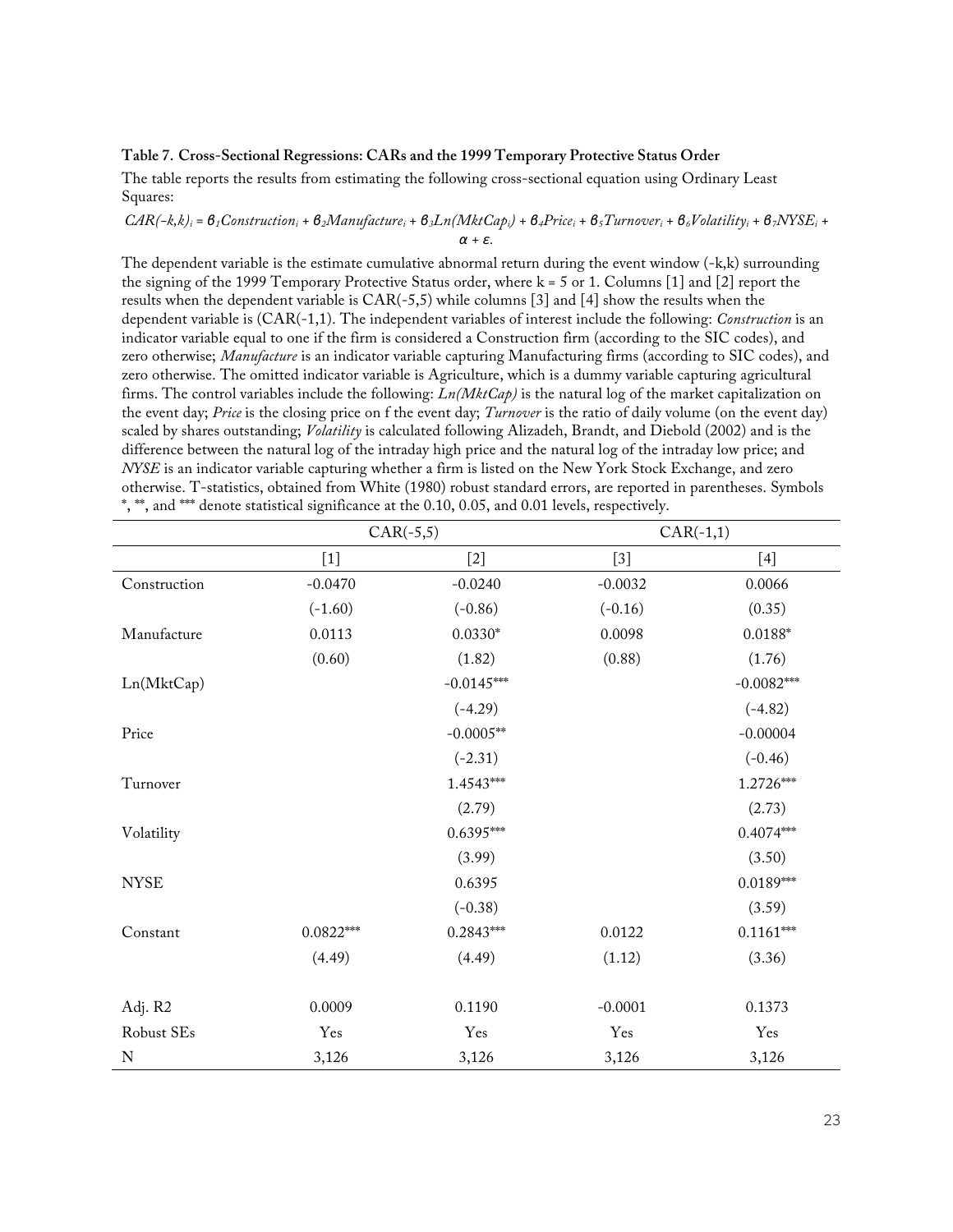**Table 7. Cross-Sectional Regressions: CARs and the 1999 Temporary Protective Status Order**

The table reports the results from estimating the following cross-sectional equation using Ordinary Least Squares:

$$CAR(-k,k)_i = \beta_1 Construction_i + \beta_2 Manufacture_i + \beta_3 Ln(MktCap_i) + \beta_4 Price_i + \beta_5 Turnover_i + \beta_6 Volatility_i + \beta_7 NYSE_i + \alpha + \varepsilon.$$

The dependent variable is the estimate cumulative abnormal return during the event window (-k,k) surrounding the signing of the 1999 Temporary Protective Status order, where k = 5 or 1. Columns [1] and [2] report the results when the dependent variable is CAR(-5,5) while columns [3] and [4] show the results when the dependent variable is (CAR(-1,1). The independent variables of interest include the following: *Construction* is an indicator variable equal to one if the firm is considered a Construction firm (according to the SIC codes), and zero otherwise; *Manufacture* is an indicator variable capturing Manufacturing firms (according to SIC codes), and zero otherwise. The omitted indicator variable is Agriculture, which is a dummy variable capturing agricultural firms. The control variables include the following: *Ln(MktCap)* is the natural log of the market capitalization on the event day; *Price* is the closing price on f the event day; *Turnover* is the ratio of daily volume (on the event day) scaled by shares outstanding; *Volatility* is calculated following Alizadeh, Brandt, and Diebold (2002) and is the difference between the natural log of the intraday high price and the natural log of the intraday low price; and *NYSE* is an indicator variable capturing whether a firm is listed on the New York Stock Exchange, and zero otherwise. T-statistics, obtained from White (1980) robust standard errors, are reported in parentheses. Symbols \*, \*\*, and \*\*\* denote statistical significance at the 0.10, 0.05, and 0.01 levels, respectively.

| | CAR(-5,5) | | CAR(-1,1) | |
|---|---|---|---|---|
| | [1] | [2] | [3] | [4] |
| Construction | -0.0470 | -0.0240 | -0.0032 | 0.0066 |
| | (-1.60) | (-0.86) | (-0.16) | (0.35) |
| Manufacture | 0.0113 | 0.0330* | 0.0098 | 0.0188* |
| | (0.60) | (1.82) | (0.88) | (1.76) |
| Ln(MktCap) | | -0.0145*** | | -0.0082*** |
| | | (-4.29) | | (-4.82) |
| Price | | -0.0005** | | -0.00004 |
| | | (-2.31) | | (-0.46) |
| Turnover | | 1.4543*** | | 1.2726*** |
| | | (2.79) | | (2.73) |
| Volatility | | 0.6395*** | | 0.4074*** |
| | | (3.99) | | (3.50) |
| NYSE | | 0.6395 | | 0.0189*** |
| | | (-0.38) | | (3.59) |
| Constant | 0.0822*** | 0.2843*** | 0.0122 | 0.1161*** |
| | (4.49) | (4.49) | (1.12) | (3.36) |
| | | | | |
| Adj. R2 | 0.0009 | 0.1190 | -0.0001 | 0.1373 |
| Robust SEs | Yes | Yes | Yes | Yes |
| N | 3,126 | 3,126 | 3,126 | 3,126 |